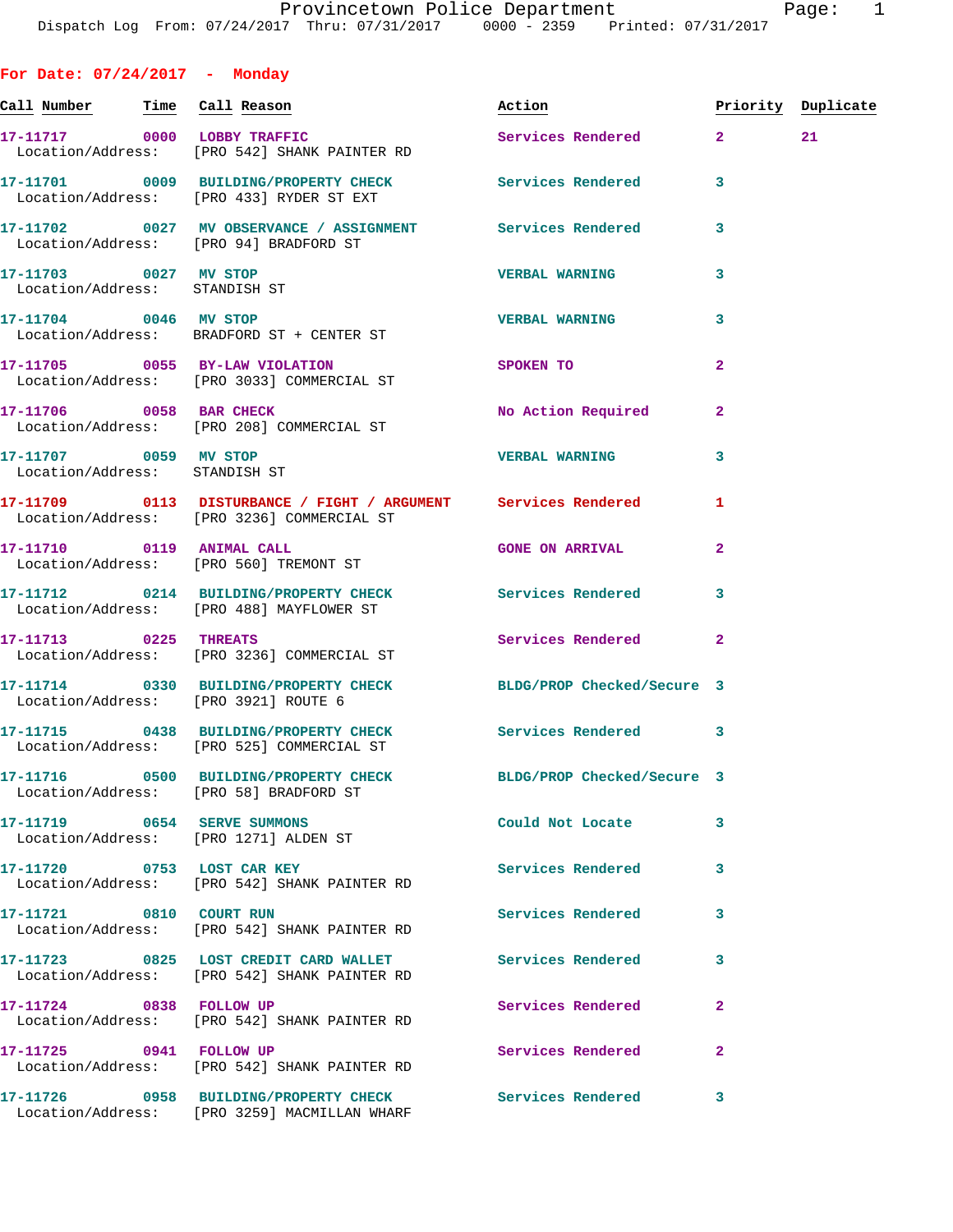Dispatch Log From: 07/24/2017 Thru: 07/31/2017 0000 - 2359 Printed: 07/31/2017

## For Date: 07/24/2017 - Monday

| Call Number | Time | Call Reason | Action | Priority | Duplicate |
|---|---|---|---|---|---|
| 17-11717 | 0000 | LOBBY TRAFFIC | Services Rendered | 2 | 21 |
| Location/Address: | | [PRO 542] SHANK PAINTER RD | | | |
| 17-11701 | 0009 | BUILDING/PROPERTY CHECK | Services Rendered | 3 | |
| Location/Address: | | [PRO 433] RYDER ST EXT | | | |
| 17-11702 | 0027 | MV OBSERVANCE / ASSIGNMENT | Services Rendered | 3 | |
| Location/Address: | | [PRO 94] BRADFORD ST | | | |
| 17-11703 | 0027 | MV STOP | VERBAL WARNING | 3 | |
| Location/Address: | | STANDISH ST | | | |
| 17-11704 | 0046 | MV STOP | VERBAL WARNING | 3 | |
| Location/Address: | | BRADFORD ST + CENTER ST | | | |
| 17-11705 | 0055 | BY-LAW VIOLATION | SPOKEN TO | 2 | |
| Location/Address: | | [PRO 3033] COMMERCIAL ST | | | |
| 17-11706 | 0058 | BAR CHECK | No Action Required | 2 | |
| Location/Address: | | [PRO 208] COMMERCIAL ST | | | |
| 17-11707 | 0059 | MV STOP | VERBAL WARNING | 3 | |
| Location/Address: | | STANDISH ST | | | |
| 17-11709 | 0113 | DISTURBANCE / FIGHT / ARGUMENT | Services Rendered | 1 | |
| Location/Address: | | [PRO 3236] COMMERCIAL ST | | | |
| 17-11710 | 0119 | ANIMAL CALL | GONE ON ARRIVAL | 2 | |
| Location/Address: | | [PRO 560] TREMONT ST | | | |
| 17-11712 | 0214 | BUILDING/PROPERTY CHECK | Services Rendered | 3 | |
| Location/Address: | | [PRO 488] MAYFLOWER ST | | | |
| 17-11713 | 0225 | THREATS | Services Rendered | 2 | |
| Location/Address: | | [PRO 3236] COMMERCIAL ST | | | |
| 17-11714 | 0330 | BUILDING/PROPERTY CHECK | BLDG/PROP Checked/Secure | 3 | |
| Location/Address: | | [PRO 3921] ROUTE 6 | | | |
| 17-11715 | 0438 | BUILDING/PROPERTY CHECK | Services Rendered | 3 | |
| Location/Address: | | [PRO 525] COMMERCIAL ST | | | |
| 17-11716 | 0500 | BUILDING/PROPERTY CHECK | BLDG/PROP Checked/Secure | 3 | |
| Location/Address: | | [PRO 58] BRADFORD ST | | | |
| 17-11719 | 0654 | SERVE SUMMONS | Could Not Locate | 3 | |
| Location/Address: | | [PRO 1271] ALDEN ST | | | |
| 17-11720 | 0753 | LOST CAR KEY | Services Rendered | 3 | |
| Location/Address: | | [PRO 542] SHANK PAINTER RD | | | |
| 17-11721 | 0810 | COURT RUN | Services Rendered | 3 | |
| Location/Address: | | [PRO 542] SHANK PAINTER RD | | | |
| 17-11723 | 0825 | LOST CREDIT CARD WALLET | Services Rendered | 3 | |
| Location/Address: | | [PRO 542] SHANK PAINTER RD | | | |
| 17-11724 | 0838 | FOLLOW UP | Services Rendered | 2 | |
| Location/Address: | | [PRO 542] SHANK PAINTER RD | | | |
| 17-11725 | 0941 | FOLLOW UP | Services Rendered | 2 | |
| Location/Address: | | [PRO 542] SHANK PAINTER RD | | | |
| 17-11726 | 0958 | BUILDING/PROPERTY CHECK | Services Rendered | 3 | |
| Location/Address: | | [PRO 3259] MACMILLAN WHARF | | | |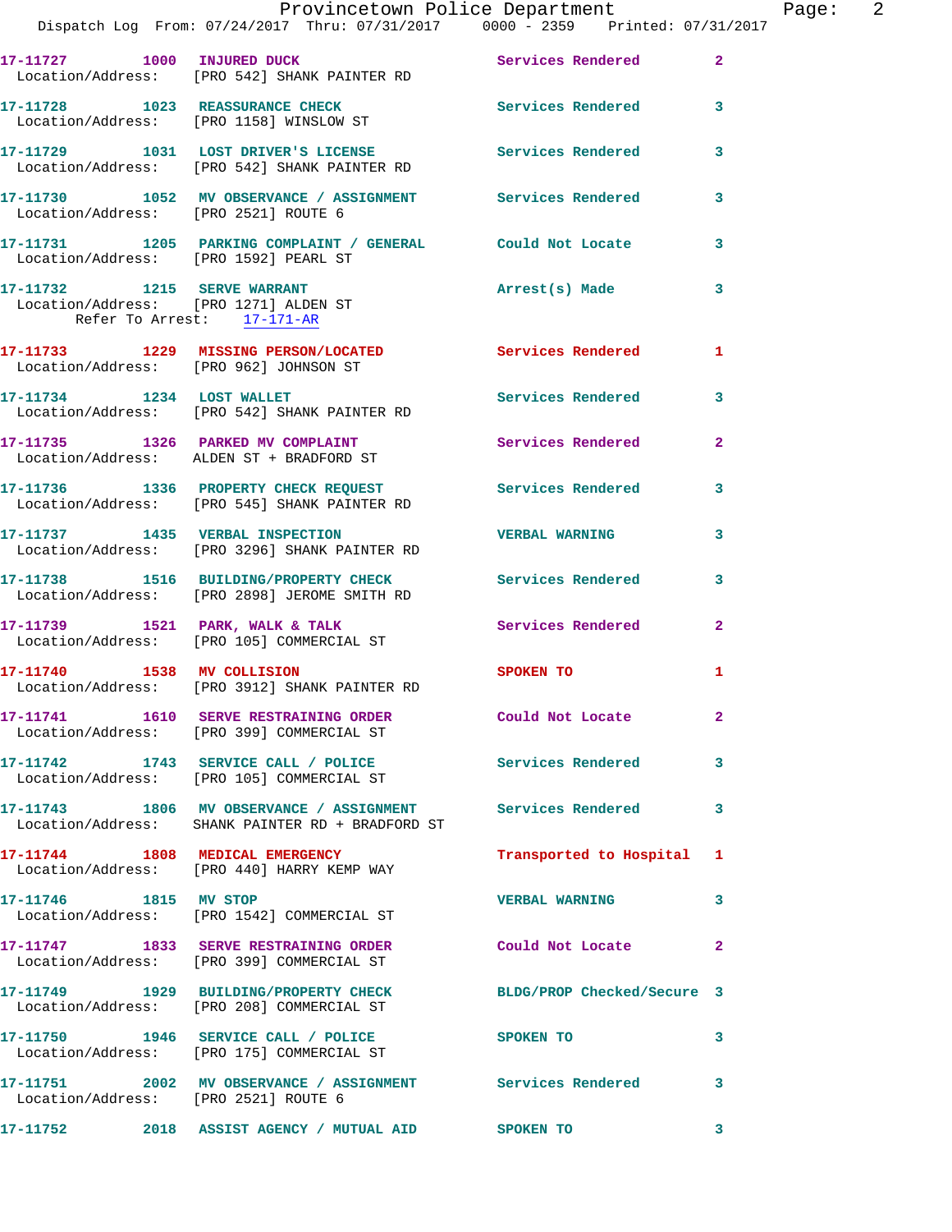17-11727 1000 INJURED DUCK Services Rendered 2
Location/Address: [PRO 542] SHANK PAINTER RD

17-11728 1023 REASSURANCE CHECK Services Rendered 3
Location/Address: [PRO 1158] WINSLOW ST

17-11729 1031 LOST DRIVER'S LICENSE Services Rendered 3
Location/Address: [PRO 542] SHANK PAINTER RD

17-11730 1052 MV OBSERVANCE / ASSIGNMENT Services Rendered 3
Location/Address: [PRO 2521] ROUTE 6

17-11731 1205 PARKING COMPLAINT / GENERAL Could Not Locate 3
Location/Address: [PRO 1592] PEARL ST

17-11732 1215 SERVE WARRANT Arrest(s) Made 3
Location/Address: [PRO 1271] ALDEN ST
Refer To Arrest: 17-171-AR

17-11733 1229 MISSING PERSON/LOCATED Services Rendered 1
Location/Address: [PRO 962] JOHNSON ST

17-11734 1234 LOST WALLET Services Rendered 3
Location/Address: [PRO 542] SHANK PAINTER RD

17-11735 1326 PARKED MV COMPLAINT Services Rendered 2
Location/Address: ALDEN ST + BRADFORD ST

17-11736 1336 PROPERTY CHECK REQUEST Services Rendered 3
Location/Address: [PRO 545] SHANK PAINTER RD

17-11737 1435 VERBAL INSPECTION VERBAL WARNING 3
Location/Address: [PRO 3296] SHANK PAINTER RD

17-11738 1516 BUILDING/PROPERTY CHECK Services Rendered 3
Location/Address: [PRO 2898] JEROME SMITH RD

17-11739 1521 PARK, WALK & TALK Services Rendered 2
Location/Address: [PRO 105] COMMERCIAL ST

17-11740 1538 MV COLLISION SPOKEN TO 1
Location/Address: [PRO 3912] SHANK PAINTER RD

17-11741 1610 SERVE RESTRAINING ORDER Could Not Locate 2
Location/Address: [PRO 399] COMMERCIAL ST

17-11742 1743 SERVICE CALL / POLICE Services Rendered 3
Location/Address: [PRO 105] COMMERCIAL ST

17-11743 1806 MV OBSERVANCE / ASSIGNMENT Services Rendered 3
Location/Address: SHANK PAINTER RD + BRADFORD ST

17-11744 1808 MEDICAL EMERGENCY Transported to Hospital 1
Location/Address: [PRO 440] HARRY KEMP WAY

17-11746 1815 MV STOP VERBAL WARNING 3
Location/Address: [PRO 1542] COMMERCIAL ST

17-11747 1833 SERVE RESTRAINING ORDER Could Not Locate 2
Location/Address: [PRO 399] COMMERCIAL ST

17-11749 1929 BUILDING/PROPERTY CHECK BLDG/PROP Checked/Secure 3
Location/Address: [PRO 208] COMMERCIAL ST

17-11750 1946 SERVICE CALL / POLICE SPOKEN TO 3
Location/Address: [PRO 175] COMMERCIAL ST

17-11751 2002 MV OBSERVANCE / ASSIGNMENT Services Rendered 3
Location/Address: [PRO 2521] ROUTE 6

17-11752 2018 ASSIST AGENCY / MUTUAL AID SPOKEN TO 3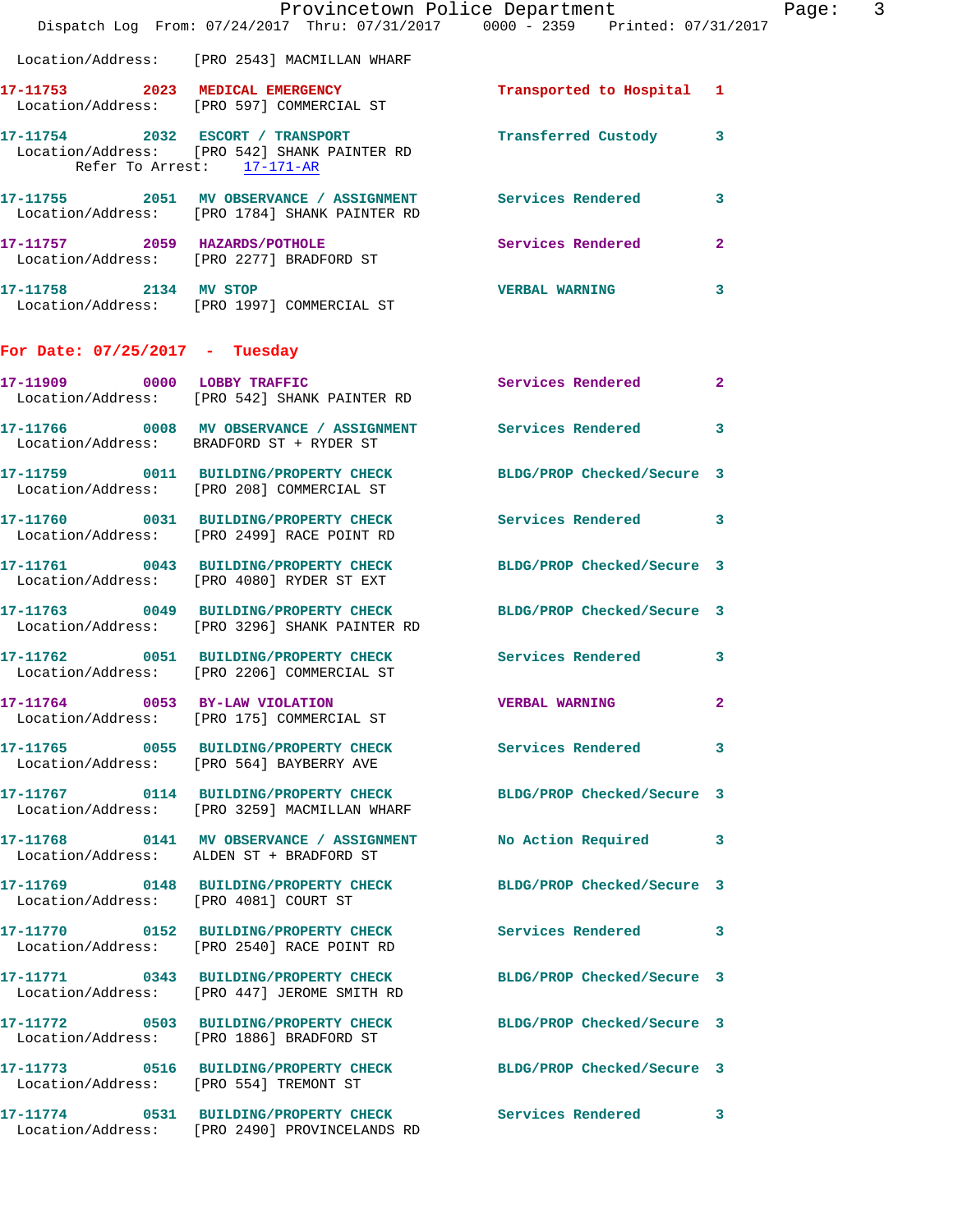Location/Address: [PRO 2543] MACMILLAN WHARF

**17-11753** 2023 **MEDICAL EMERGENCY** Transported to Hospital 1
Location/Address: [PRO 597] COMMERCIAL ST

**17-11754** 2032 **ESCORT / TRANSPORT** Transferred Custody 3
Location/Address: [PRO 542] SHANK PAINTER RD
Refer To Arrest: 17-171-AR

**17-11755** 2051 **MV OBSERVANCE / ASSIGNMENT** Services Rendered 3
Location/Address: [PRO 1784] SHANK PAINTER RD

**17-11757** 2059 **HAZARDS/POTHOLE** Services Rendered 2
Location/Address: [PRO 2277] BRADFORD ST

**17-11758** 2134 **MV STOP** VERBAL WARNING 3
Location/Address: [PRO 1997] COMMERCIAL ST

## For Date: 07/25/2017 - Tuesday

**17-11909** 0000 **LOBBY TRAFFIC** Services Rendered 2
Location/Address: [PRO 542] SHANK PAINTER RD

**17-11766** 0008 **MV OBSERVANCE / ASSIGNMENT** Services Rendered 3
Location/Address: BRADFORD ST + RYDER ST

**17-11759** 0011 **BUILDING/PROPERTY CHECK** BLDG/PROP Checked/Secure 3
Location/Address: [PRO 208] COMMERCIAL ST

**17-11760** 0031 **BUILDING/PROPERTY CHECK** Services Rendered 3
Location/Address: [PRO 2499] RACE POINT RD

**17-11761** 0043 **BUILDING/PROPERTY CHECK** BLDG/PROP Checked/Secure 3
Location/Address: [PRO 4080] RYDER ST EXT

**17-11763** 0049 **BUILDING/PROPERTY CHECK** BLDG/PROP Checked/Secure 3
Location/Address: [PRO 3296] SHANK PAINTER RD

**17-11762** 0051 **BUILDING/PROPERTY CHECK** Services Rendered 3
Location/Address: [PRO 2206] COMMERCIAL ST

**17-11764** 0053 **BY-LAW VIOLATION** VERBAL WARNING 2
Location/Address: [PRO 175] COMMERCIAL ST

**17-11765** 0055 **BUILDING/PROPERTY CHECK** Services Rendered 3
Location/Address: [PRO 564] BAYBERRY AVE

**17-11767** 0114 **BUILDING/PROPERTY CHECK** BLDG/PROP Checked/Secure 3
Location/Address: [PRO 3259] MACMILLAN WHARF

**17-11768** 0141 **MV OBSERVANCE / ASSIGNMENT** No Action Required 3
Location/Address: ALDEN ST + BRADFORD ST

**17-11769** 0148 **BUILDING/PROPERTY CHECK** BLDG/PROP Checked/Secure 3
Location/Address: [PRO 4081] COURT ST

**17-11770** 0152 **BUILDING/PROPERTY CHECK** Services Rendered 3
Location/Address: [PRO 2540] RACE POINT RD

**17-11771** 0343 **BUILDING/PROPERTY CHECK** BLDG/PROP Checked/Secure 3
Location/Address: [PRO 447] JEROME SMITH RD

**17-11772** 0503 **BUILDING/PROPERTY CHECK** BLDG/PROP Checked/Secure 3
Location/Address: [PRO 1886] BRADFORD ST

**17-11773** 0516 **BUILDING/PROPERTY CHECK** BLDG/PROP Checked/Secure 3
Location/Address: [PRO 554] TREMONT ST

**17-11774** 0531 **BUILDING/PROPERTY CHECK** Services Rendered 3
Location/Address: [PRO 2490] PROVINCELANDS RD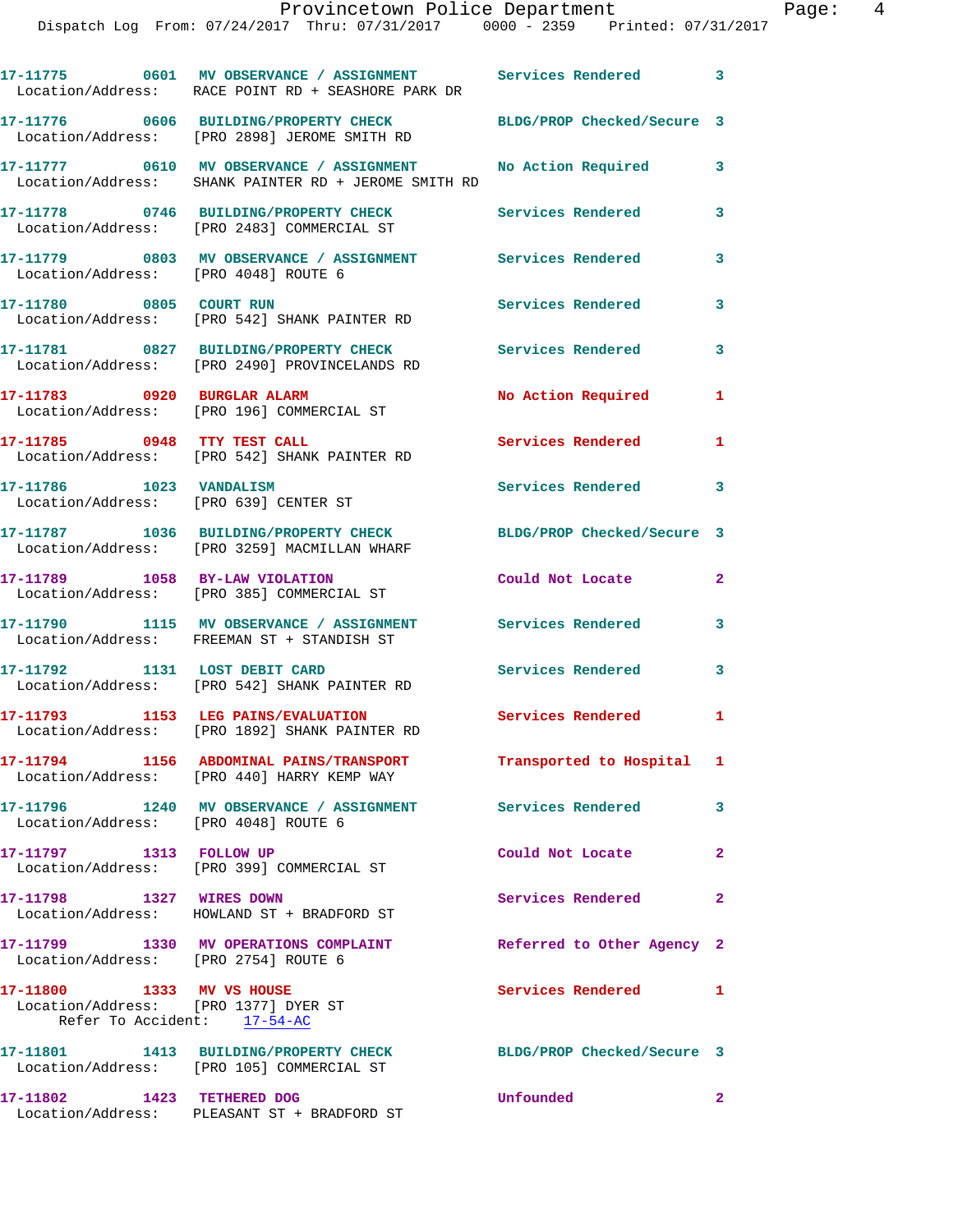17-11775 0601 MV OBSERVANCE / ASSIGNMENT Services Rendered 3
Location/Address: RACE POINT RD + SEASHORE PARK DR

17-11776 0606 BUILDING/PROPERTY CHECK BLDG/PROP Checked/Secure 3
Location/Address: [PRO 2898] JEROME SMITH RD

17-11777 0610 MV OBSERVANCE / ASSIGNMENT No Action Required 3
Location/Address: SHANK PAINTER RD + JEROME SMITH RD

17-11778 0746 BUILDING/PROPERTY CHECK Services Rendered 3
Location/Address: [PRO 2483] COMMERCIAL ST

17-11779 0803 MV OBSERVANCE / ASSIGNMENT Services Rendered 3
Location/Address: [PRO 4048] ROUTE 6

17-11780 0805 COURT RUN Services Rendered 3
Location/Address: [PRO 542] SHANK PAINTER RD

17-11781 0827 BUILDING/PROPERTY CHECK Services Rendered 3
Location/Address: [PRO 2490] PROVINCELANDS RD

17-11783 0920 BURGLAR ALARM No Action Required 1
Location/Address: [PRO 196] COMMERCIAL ST

17-11785 0948 TTY TEST CALL Services Rendered 1
Location/Address: [PRO 542] SHANK PAINTER RD

17-11786 1023 VANDALISM Services Rendered 3
Location/Address: [PRO 639] CENTER ST

17-11787 1036 BUILDING/PROPERTY CHECK BLDG/PROP Checked/Secure 3
Location/Address: [PRO 3259] MACMILLAN WHARF

17-11789 1058 BY-LAW VIOLATION Could Not Locate 2
Location/Address: [PRO 385] COMMERCIAL ST

17-11790 1115 MV OBSERVANCE / ASSIGNMENT Services Rendered 3
Location/Address: FREEMAN ST + STANDISH ST

17-11792 1131 LOST DEBIT CARD Services Rendered 3
Location/Address: [PRO 542] SHANK PAINTER RD

17-11793 1153 LEG PAINS/EVALUATION Services Rendered 1
Location/Address: [PRO 1892] SHANK PAINTER RD

17-11794 1156 ABDOMINAL PAINS/TRANSPORT Transported to Hospital 1
Location/Address: [PRO 440] HARRY KEMP WAY

17-11796 1240 MV OBSERVANCE / ASSIGNMENT Services Rendered 3
Location/Address: [PRO 4048] ROUTE 6

17-11797 1313 FOLLOW UP Could Not Locate 2
Location/Address: [PRO 399] COMMERCIAL ST

17-11798 1327 WIRES DOWN Services Rendered 2
Location/Address: HOWLAND ST + BRADFORD ST

17-11799 1330 MV OPERATIONS COMPLAINT Referred to Other Agency 2
Location/Address: [PRO 2754] ROUTE 6

17-11800 1333 MV VS HOUSE Services Rendered 1
Location/Address: [PRO 1377] DYER ST
Refer To Accident: 17-54-AC

17-11801 1413 BUILDING/PROPERTY CHECK BLDG/PROP Checked/Secure 3
Location/Address: [PRO 105] COMMERCIAL ST

17-11802 1423 TETHERED DOG Unfounded 2
Location/Address: PLEASANT ST + BRADFORD ST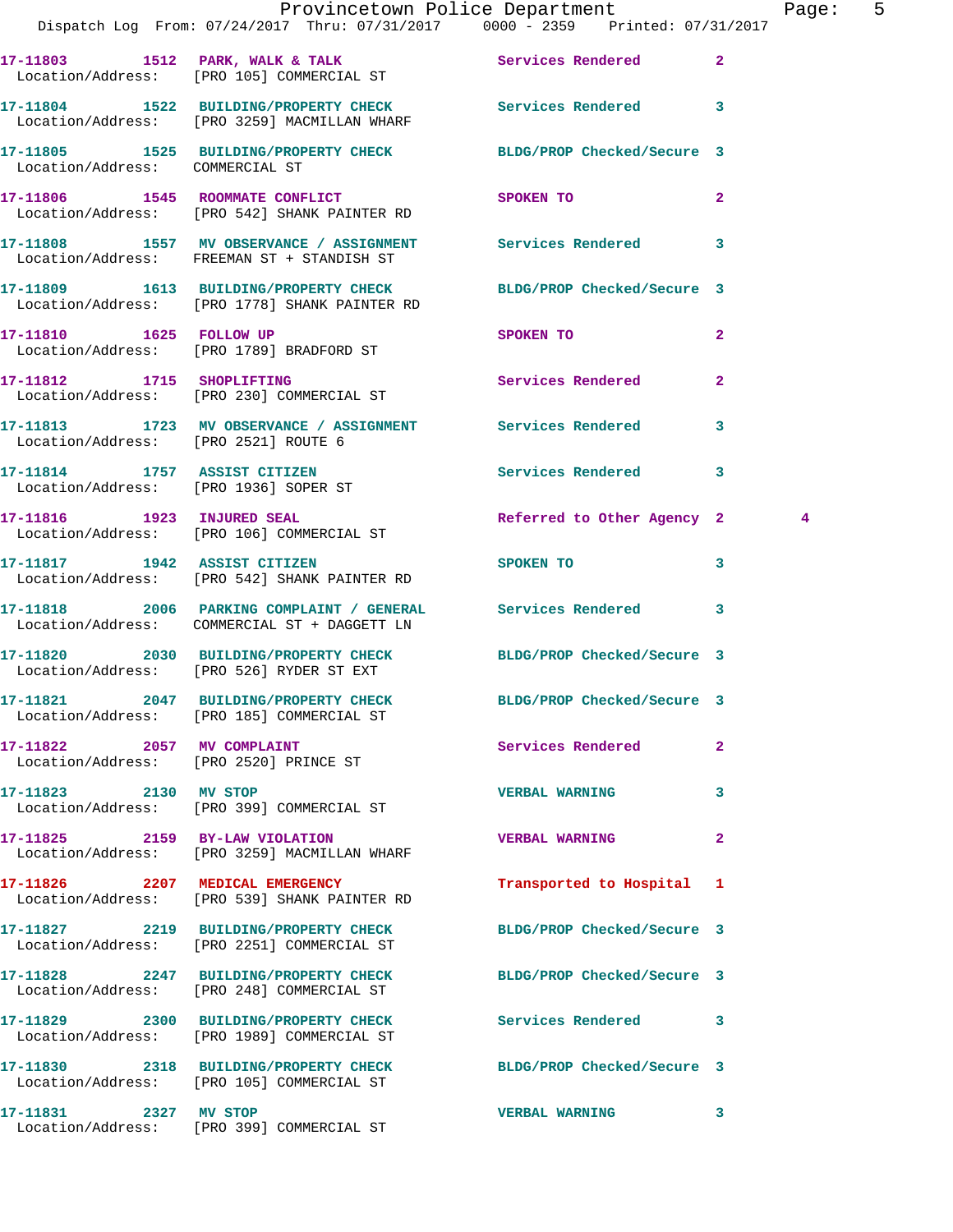17-11803 1512 PARK, WALK & TALK Services Rendered 2
Location/Address: [PRO 105] COMMERCIAL ST

17-11804 1522 BUILDING/PROPERTY CHECK Services Rendered 3
Location/Address: [PRO 3259] MACMILLAN WHARF

17-11805 1525 BUILDING/PROPERTY CHECK BLDG/PROP Checked/Secure 3
Location/Address: COMMERCIAL ST

17-11806 1545 ROOMMATE CONFLICT SPOKEN TO 2
Location/Address: [PRO 542] SHANK PAINTER RD

17-11808 1557 MV OBSERVANCE / ASSIGNMENT Services Rendered 3
Location/Address: FREEMAN ST + STANDISH ST

17-11809 1613 BUILDING/PROPERTY CHECK BLDG/PROP Checked/Secure 3
Location/Address: [PRO 1778] SHANK PAINTER RD

17-11810 1625 FOLLOW UP SPOKEN TO 2
Location/Address: [PRO 1789] BRADFORD ST

17-11812 1715 SHOPLIFTING Services Rendered 2
Location/Address: [PRO 230] COMMERCIAL ST

17-11813 1723 MV OBSERVANCE / ASSIGNMENT Services Rendered 3
Location/Address: [PRO 2521] ROUTE 6

17-11814 1757 ASSIST CITIZEN Services Rendered 3
Location/Address: [PRO 1936] SOPER ST

17-11816 1923 INJURED SEAL Referred to Other Agency 2 4
Location/Address: [PRO 106] COMMERCIAL ST

17-11817 1942 ASSIST CITIZEN SPOKEN TO 3
Location/Address: [PRO 542] SHANK PAINTER RD

17-11818 2006 PARKING COMPLAINT / GENERAL Services Rendered 3
Location/Address: COMMERCIAL ST + DAGGETT LN

17-11820 2030 BUILDING/PROPERTY CHECK BLDG/PROP Checked/Secure 3
Location/Address: [PRO 526] RYDER ST EXT

17-11821 2047 BUILDING/PROPERTY CHECK BLDG/PROP Checked/Secure 3
Location/Address: [PRO 185] COMMERCIAL ST

17-11822 2057 MV COMPLAINT Services Rendered 2
Location/Address: [PRO 2520] PRINCE ST

17-11823 2130 MV STOP VERBAL WARNING 3
Location/Address: [PRO 399] COMMERCIAL ST

17-11825 2159 BY-LAW VIOLATION VERBAL WARNING 2
Location/Address: [PRO 3259] MACMILLAN WHARF

17-11826 2207 MEDICAL EMERGENCY Transported to Hospital 1
Location/Address: [PRO 539] SHANK PAINTER RD

17-11827 2219 BUILDING/PROPERTY CHECK BLDG/PROP Checked/Secure 3
Location/Address: [PRO 2251] COMMERCIAL ST

17-11828 2247 BUILDING/PROPERTY CHECK BLDG/PROP Checked/Secure 3
Location/Address: [PRO 248] COMMERCIAL ST

17-11829 2300 BUILDING/PROPERTY CHECK Services Rendered 3
Location/Address: [PRO 1989] COMMERCIAL ST

17-11830 2318 BUILDING/PROPERTY CHECK BLDG/PROP Checked/Secure 3
Location/Address: [PRO 105] COMMERCIAL ST

17-11831 2327 MV STOP VERBAL WARNING 3
Location/Address: [PRO 399] COMMERCIAL ST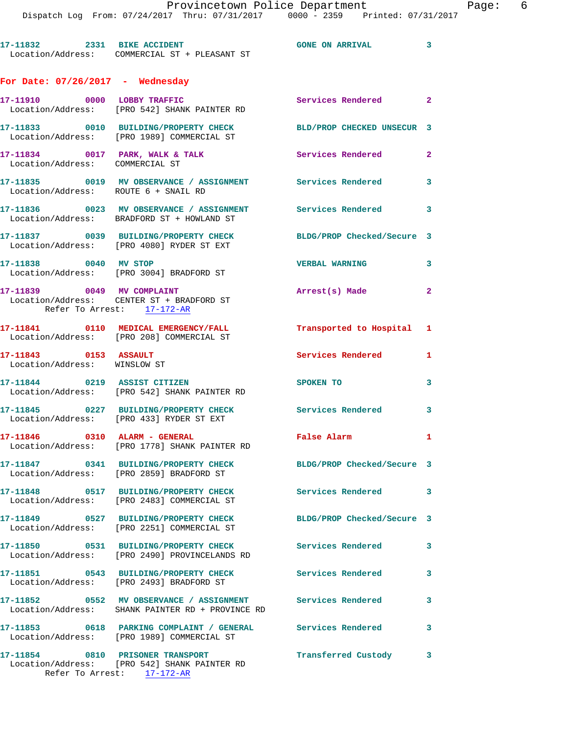17-11832 2331 BIKE ACCIDENT GONE ON ARRIVAL 3
Location/Address: COMMERCIAL ST + PLEASANT ST

## For Date: 07/26/2017 - Wednesday

17-11910 0000 LOBBY TRAFFIC Services Rendered 2
Location/Address: [PRO 542] SHANK PAINTER RD

17-11833 0010 BUILDING/PROPERTY CHECK BLD/PROP CHECKED UNSECUR 3
Location/Address: [PRO 1989] COMMERCIAL ST

17-11834 0017 PARK, WALK & TALK Services Rendered 2
Location/Address: COMMERCIAL ST

17-11835 0019 MV OBSERVANCE / ASSIGNMENT Services Rendered 3
Location/Address: ROUTE 6 + SNAIL RD

17-11836 0023 MV OBSERVANCE / ASSIGNMENT Services Rendered 3
Location/Address: BRADFORD ST + HOWLAND ST

17-11837 0039 BUILDING/PROPERTY CHECK BLDG/PROP Checked/Secure 3
Location/Address: [PRO 4080] RYDER ST EXT

17-11838 0040 MV STOP VERBAL WARNING 3
Location/Address: [PRO 3004] BRADFORD ST

17-11839 0049 MV COMPLAINT Arrest(s) Made 2
Location/Address: CENTER ST + BRADFORD ST
Refer To Arrest: 17-172-AR

17-11841 0110 MEDICAL EMERGENCY/FALL Transported to Hospital 1
Location/Address: [PRO 208] COMMERCIAL ST

17-11843 0153 ASSAULT Services Rendered 1
Location/Address: WINSLOW ST

17-11844 0219 ASSIST CITIZEN SPOKEN TO 3
Location/Address: [PRO 542] SHANK PAINTER RD

17-11845 0227 BUILDING/PROPERTY CHECK Services Rendered 3
Location/Address: [PRO 433] RYDER ST EXT

17-11846 0310 ALARM - GENERAL False Alarm 1
Location/Address: [PRO 1778] SHANK PAINTER RD

17-11847 0341 BUILDING/PROPERTY CHECK BLDG/PROP Checked/Secure 3
Location/Address: [PRO 2859] BRADFORD ST

17-11848 0517 BUILDING/PROPERTY CHECK Services Rendered 3
Location/Address: [PRO 2483] COMMERCIAL ST

17-11849 0527 BUILDING/PROPERTY CHECK BLDG/PROP Checked/Secure 3
Location/Address: [PRO 2251] COMMERCIAL ST

17-11850 0531 BUILDING/PROPERTY CHECK Services Rendered 3
Location/Address: [PRO 2490] PROVINCELANDS RD

17-11851 0543 BUILDING/PROPERTY CHECK Services Rendered 3
Location/Address: [PRO 2493] BRADFORD ST

17-11852 0552 MV OBSERVANCE / ASSIGNMENT Services Rendered 3
Location/Address: SHANK PAINTER RD + PROVINCE RD

17-11853 0618 PARKING COMPLAINT / GENERAL Services Rendered 3
Location/Address: [PRO 1989] COMMERCIAL ST

17-11854 0810 PRISONER TRANSPORT Transferred Custody 3
Location/Address: [PRO 542] SHANK PAINTER RD
Refer To Arrest: 17-172-AR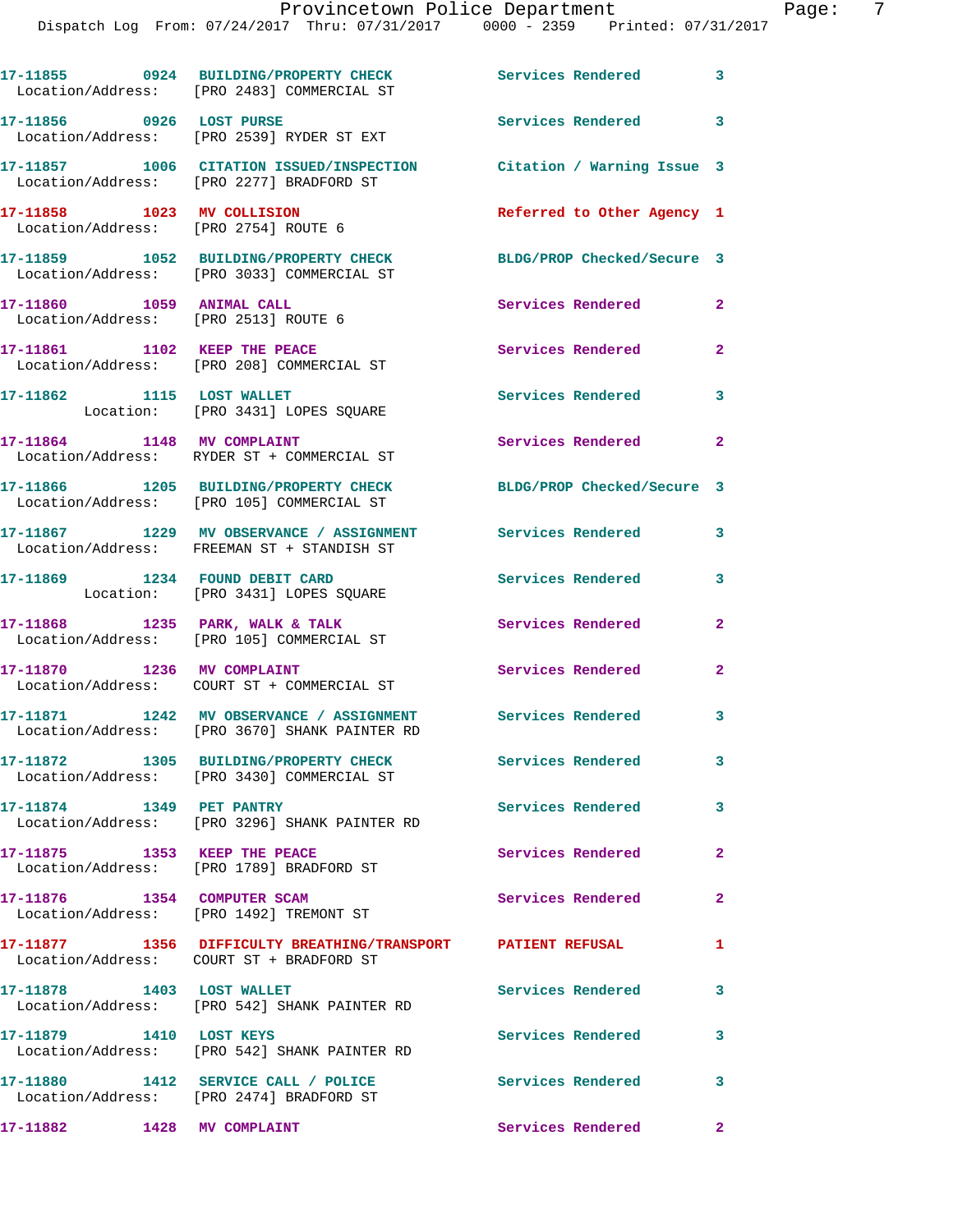```
17-11855        0924  BUILDING/PROPERTY CHECK           Services Rendered        3
  Location/Address:   [PRO 2483] COMMERCIAL ST

17-11856        0926  LOST PURSE                        Services Rendered        3
  Location/Address:   [PRO 2539] RYDER ST EXT

17-11857        1006  CITATION ISSUED/INSPECTION        Citation / Warning Issue 3
  Location/Address:   [PRO 2277] BRADFORD ST

17-11858        1023  MV COLLISION                      Referred to Other Agency 1
  Location/Address:   [PRO 2754] ROUTE 6

17-11859        1052  BUILDING/PROPERTY CHECK           BLDG/PROP Checked/Secure 3
  Location/Address:   [PRO 3033] COMMERCIAL ST

17-11860        1059  ANIMAL CALL                       Services Rendered        2
  Location/Address:   [PRO 2513] ROUTE 6

17-11861        1102  KEEP THE PEACE                    Services Rendered        2
  Location/Address:   [PRO 208] COMMERCIAL ST

17-11862        1115  LOST WALLET                       Services Rendered        3
          Location:   [PRO 3431] LOPES SQUARE

17-11864        1148  MV COMPLAINT                      Services Rendered        2
  Location/Address:   RYDER ST + COMMERCIAL ST

17-11866        1205  BUILDING/PROPERTY CHECK           BLDG/PROP Checked/Secure 3
  Location/Address:   [PRO 105] COMMERCIAL ST

17-11867        1229  MV OBSERVANCE / ASSIGNMENT        Services Rendered        3
  Location/Address:   FREEMAN ST + STANDISH ST

17-11869        1234  FOUND DEBIT CARD                  Services Rendered        3
          Location:   [PRO 3431] LOPES SQUARE

17-11868        1235  PARK, WALK & TALK                 Services Rendered        2
  Location/Address:   [PRO 105] COMMERCIAL ST

17-11870        1236  MV COMPLAINT                      Services Rendered        2
  Location/Address:   COURT ST + COMMERCIAL ST

17-11871        1242  MV OBSERVANCE / ASSIGNMENT        Services Rendered        3
  Location/Address:   [PRO 3670] SHANK PAINTER RD

17-11872        1305  BUILDING/PROPERTY CHECK           Services Rendered        3
  Location/Address:   [PRO 3430] COMMERCIAL ST

17-11874        1349  PET PANTRY                        Services Rendered        3
  Location/Address:   [PRO 3296] SHANK PAINTER RD

17-11875        1353  KEEP THE PEACE                    Services Rendered        2
  Location/Address:   [PRO 1789] BRADFORD ST

17-11876        1354  COMPUTER SCAM                     Services Rendered        2
  Location/Address:   [PRO 1492] TREMONT ST

17-11877        1356  DIFFICULTY BREATHING/TRANSPORT    PATIENT REFUSAL          1
  Location/Address:   COURT ST + BRADFORD ST

17-11878        1403  LOST WALLET                       Services Rendered        3
  Location/Address:   [PRO 542] SHANK PAINTER RD

17-11879        1410  LOST KEYS                         Services Rendered        3
  Location/Address:   [PRO 542] SHANK PAINTER RD

17-11880        1412  SERVICE CALL / POLICE             Services Rendered        3
  Location/Address:   [PRO 2474] BRADFORD ST

17-11882        1428  MV COMPLAINT                      Services Rendered        2
```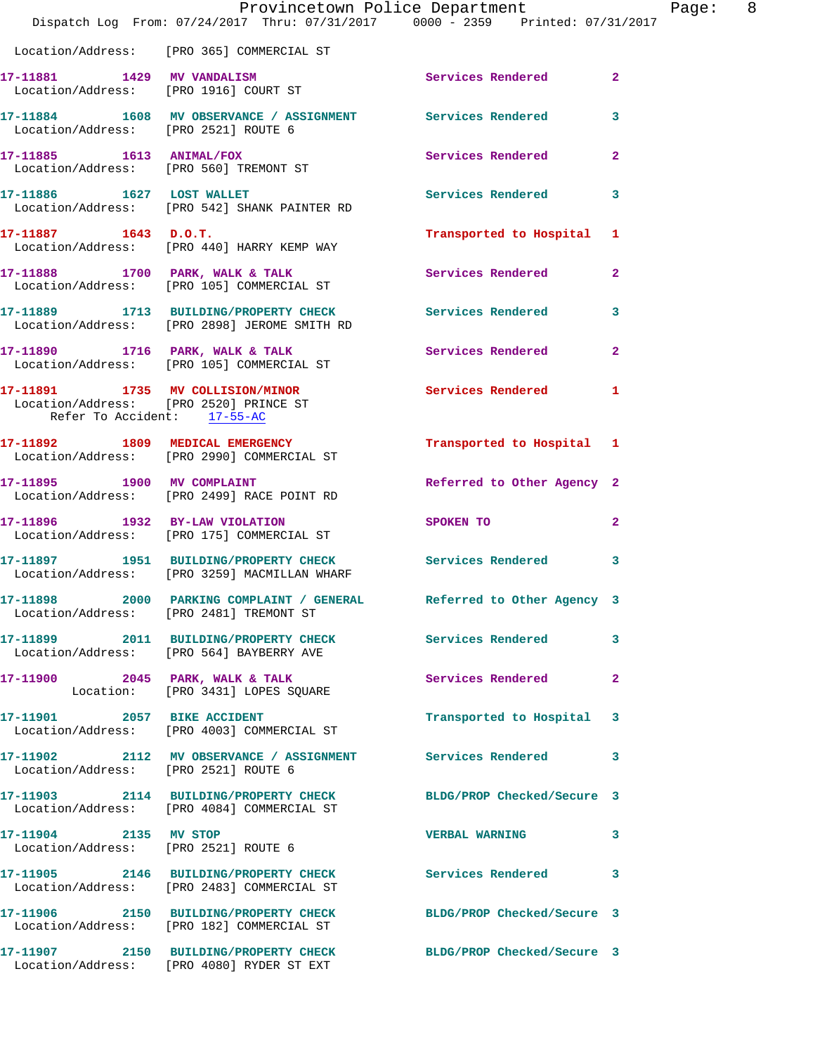Location/Address: [PRO 365] COMMERCIAL ST

**17-11881** 1429 **MV VANDALISM** Services Rendered 2
Location/Address: [PRO 1916] COURT ST

**17-11884** 1608 **MV OBSERVANCE / ASSIGNMENT** Services Rendered 3
Location/Address: [PRO 2521] ROUTE 6

**17-11885** 1613 **ANIMAL/FOX** Services Rendered 2
Location/Address: [PRO 560] TREMONT ST

**17-11886** 1627 **LOST WALLET** Services Rendered 3
Location/Address: [PRO 542] SHANK PAINTER RD

**17-11887** 1643 **D.O.T.** Transported to Hospital 1
Location/Address: [PRO 440] HARRY KEMP WAY

**17-11888** 1700 **PARK, WALK & TALK** Services Rendered 2
Location/Address: [PRO 105] COMMERCIAL ST

**17-11889** 1713 **BUILDING/PROPERTY CHECK** Services Rendered 3
Location/Address: [PRO 2898] JEROME SMITH RD

**17-11890** 1716 **PARK, WALK & TALK** Services Rendered 2
Location/Address: [PRO 105] COMMERCIAL ST

**17-11891** 1735 **MV COLLISION/MINOR** Services Rendered 1
Location/Address: [PRO 2520] PRINCE ST
Refer To Accident: 17-55-AC

**17-11892** 1809 **MEDICAL EMERGENCY** Transported to Hospital 1
Location/Address: [PRO 2990] COMMERCIAL ST

**17-11895** 1900 **MV COMPLAINT** Referred to Other Agency 2
Location/Address: [PRO 2499] RACE POINT RD

**17-11896** 1932 **BY-LAW VIOLATION** SPOKEN TO 2
Location/Address: [PRO 175] COMMERCIAL ST

**17-11897** 1951 **BUILDING/PROPERTY CHECK** Services Rendered 3
Location/Address: [PRO 3259] MACMILLAN WHARF

**17-11898** 2000 **PARKING COMPLAINT / GENERAL** Referred to Other Agency 3
Location/Address: [PRO 2481] TREMONT ST

**17-11899** 2011 **BUILDING/PROPERTY CHECK** Services Rendered 3
Location/Address: [PRO 564] BAYBERRY AVE

**17-11900** 2045 **PARK, WALK & TALK** Services Rendered 2
Location: [PRO 3431] LOPES SQUARE

**17-11901** 2057 **BIKE ACCIDENT** Transported to Hospital 3
Location/Address: [PRO 4003] COMMERCIAL ST

**17-11902** 2112 **MV OBSERVANCE / ASSIGNMENT** Services Rendered 3
Location/Address: [PRO 2521] ROUTE 6

**17-11903** 2114 **BUILDING/PROPERTY CHECK** BLDG/PROP Checked/Secure 3
Location/Address: [PRO 4084] COMMERCIAL ST

**17-11904** 2135 **MV STOP** VERBAL WARNING 3
Location/Address: [PRO 2521] ROUTE 6

**17-11905** 2146 **BUILDING/PROPERTY CHECK** Services Rendered 3
Location/Address: [PRO 2483] COMMERCIAL ST

**17-11906** 2150 **BUILDING/PROPERTY CHECK** BLDG/PROP Checked/Secure 3
Location/Address: [PRO 182] COMMERCIAL ST

**17-11907** 2150 **BUILDING/PROPERTY CHECK** BLDG/PROP Checked/Secure 3
Location/Address: [PRO 4080] RYDER ST EXT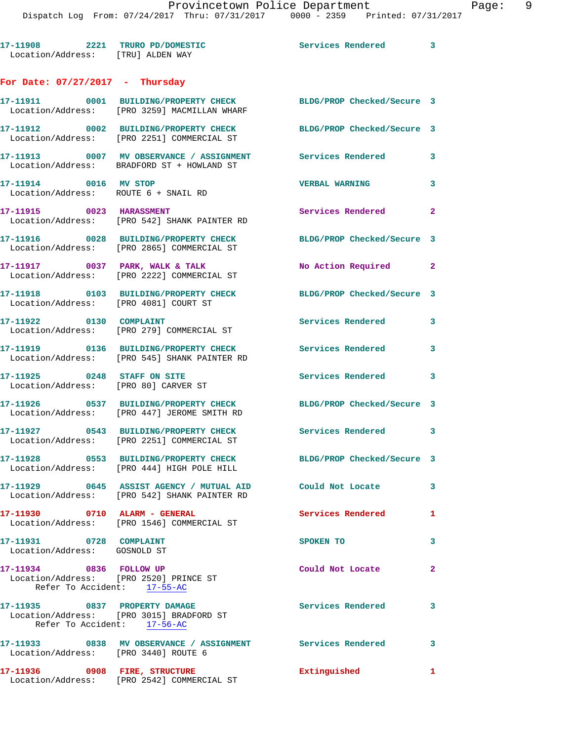17-11908 2221 TRURO PD/DOMESTIC Services Rendered 3
Location/Address: [TRU] ALDEN WAY

## For Date: 07/27/2017 - Thursday

17-11911 0001 BUILDING/PROPERTY CHECK BLDG/PROP Checked/Secure 3
Location/Address: [PRO 3259] MACMILLAN WHARF

17-11912 0002 BUILDING/PROPERTY CHECK BLDG/PROP Checked/Secure 3
Location/Address: [PRO 2251] COMMERCIAL ST

17-11913 0007 MV OBSERVANCE / ASSIGNMENT Services Rendered 3
Location/Address: BRADFORD ST + HOWLAND ST

17-11914 0016 MV STOP VERBAL WARNING 3
Location/Address: ROUTE 6 + SNAIL RD

17-11915 0023 HARASSMENT Services Rendered 2
Location/Address: [PRO 542] SHANK PAINTER RD

17-11916 0028 BUILDING/PROPERTY CHECK BLDG/PROP Checked/Secure 3
Location/Address: [PRO 2865] COMMERCIAL ST

17-11917 0037 PARK, WALK & TALK No Action Required 2
Location/Address: [PRO 2222] COMMERCIAL ST

17-11918 0103 BUILDING/PROPERTY CHECK BLDG/PROP Checked/Secure 3
Location/Address: [PRO 4081] COURT ST

17-11922 0130 COMPLAINT Services Rendered 3
Location/Address: [PRO 279] COMMERCIAL ST

17-11919 0136 BUILDING/PROPERTY CHECK Services Rendered 3
Location/Address: [PRO 545] SHANK PAINTER RD

17-11925 0248 STAFF ON SITE Services Rendered 3
Location/Address: [PRO 80] CARVER ST

17-11926 0537 BUILDING/PROPERTY CHECK BLDG/PROP Checked/Secure 3
Location/Address: [PRO 447] JEROME SMITH RD

17-11927 0543 BUILDING/PROPERTY CHECK Services Rendered 3
Location/Address: [PRO 2251] COMMERCIAL ST

17-11928 0553 BUILDING/PROPERTY CHECK BLDG/PROP Checked/Secure 3
Location/Address: [PRO 444] HIGH POLE HILL

17-11929 0645 ASSIST AGENCY / MUTUAL AID Could Not Locate 3
Location/Address: [PRO 542] SHANK PAINTER RD

17-11930 0710 ALARM - GENERAL Services Rendered 1
Location/Address: [PRO 1546] COMMERCIAL ST

17-11931 0728 COMPLAINT SPOKEN TO 3
Location/Address: GOSNOLD ST

17-11934 0836 FOLLOW UP Could Not Locate 2
Location/Address: [PRO 2520] PRINCE ST
Refer To Accident: 17-55-AC

17-11935 0837 PROPERTY DAMAGE Services Rendered 3
Location/Address: [PRO 3015] BRADFORD ST
Refer To Accident: 17-56-AC

17-11933 0838 MV OBSERVANCE / ASSIGNMENT Services Rendered 3
Location/Address: [PRO 3440] ROUTE 6

17-11936 0908 FIRE, STRUCTURE Extinguished 1
Location/Address: [PRO 2542] COMMERCIAL ST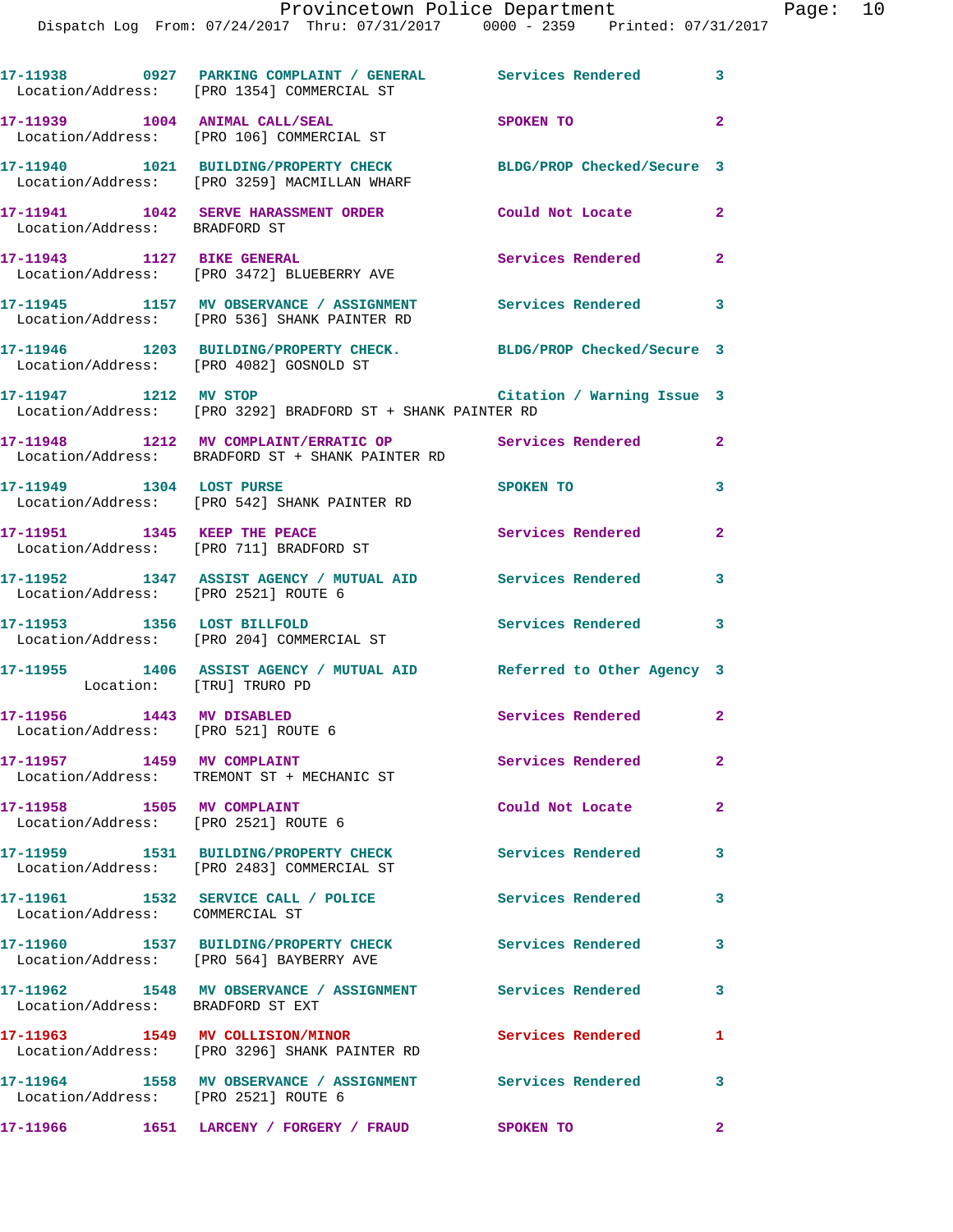17-11938 0927 PARKING COMPLAINT / GENERAL Services Rendered 3
Location/Address: [PRO 1354] COMMERCIAL ST

17-11939 1004 ANIMAL CALL/SEAL SPOKEN TO 2
Location/Address: [PRO 106] COMMERCIAL ST

17-11940 1021 BUILDING/PROPERTY CHECK BLDG/PROP Checked/Secure 3
Location/Address: [PRO 3259] MACMILLAN WHARF

17-11941 1042 SERVE HARASSMENT ORDER Could Not Locate 2
Location/Address: BRADFORD ST

17-11943 1127 BIKE GENERAL Services Rendered 2
Location/Address: [PRO 3472] BLUEBERRY AVE

17-11945 1157 MV OBSERVANCE / ASSIGNMENT Services Rendered 3
Location/Address: [PRO 536] SHANK PAINTER RD

17-11946 1203 BUILDING/PROPERTY CHECK. BLDG/PROP Checked/Secure 3
Location/Address: [PRO 4082] GOSNOLD ST

17-11947 1212 MV STOP Citation / Warning Issue 3
Location/Address: [PRO 3292] BRADFORD ST + SHANK PAINTER RD

17-11948 1212 MV COMPLAINT/ERRATIC OP Services Rendered 2
Location/Address: BRADFORD ST + SHANK PAINTER RD

17-11949 1304 LOST PURSE SPOKEN TO 3
Location/Address: [PRO 542] SHANK PAINTER RD

17-11951 1345 KEEP THE PEACE Services Rendered 2
Location/Address: [PRO 711] BRADFORD ST

17-11952 1347 ASSIST AGENCY / MUTUAL AID Services Rendered 3
Location/Address: [PRO 2521] ROUTE 6

17-11953 1356 LOST BILLFOLD Services Rendered 3
Location/Address: [PRO 204] COMMERCIAL ST

17-11955 1406 ASSIST AGENCY / MUTUAL AID Referred to Other Agency 3
Location: [TRU] TRURO PD

17-11956 1443 MV DISABLED Services Rendered 2
Location/Address: [PRO 521] ROUTE 6

17-11957 1459 MV COMPLAINT Services Rendered 2
Location/Address: TREMONT ST + MECHANIC ST

17-11958 1505 MV COMPLAINT Could Not Locate 2
Location/Address: [PRO 2521] ROUTE 6

17-11959 1531 BUILDING/PROPERTY CHECK Services Rendered 3
Location/Address: [PRO 2483] COMMERCIAL ST

17-11961 1532 SERVICE CALL / POLICE Services Rendered 3
Location/Address: COMMERCIAL ST

17-11960 1537 BUILDING/PROPERTY CHECK Services Rendered 3
Location/Address: [PRO 564] BAYBERRY AVE

17-11962 1548 MV OBSERVANCE / ASSIGNMENT Services Rendered 3
Location/Address: BRADFORD ST EXT

17-11963 1549 MV COLLISION/MINOR Services Rendered 1
Location/Address: [PRO 3296] SHANK PAINTER RD

17-11964 1558 MV OBSERVANCE / ASSIGNMENT Services Rendered 3
Location/Address: [PRO 2521] ROUTE 6

17-11966 1651 LARCENY / FORGERY / FRAUD SPOKEN TO 2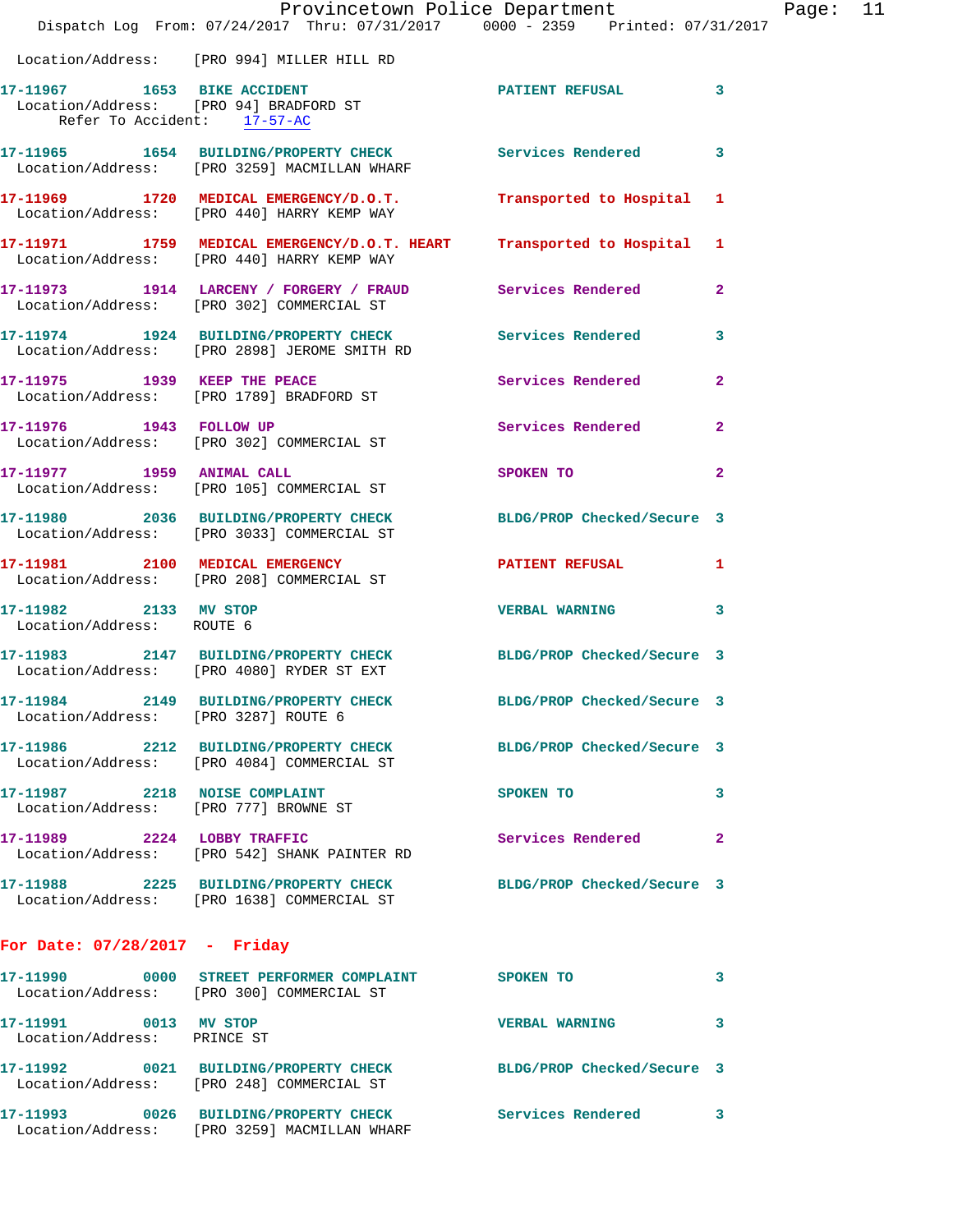Location/Address: [PRO 994] MILLER HILL RD

**17-11967** 1653 **BIKE ACCIDENT** PATIENT REFUSAL 3
Location/Address: [PRO 94] BRADFORD ST
Refer To Accident: 17-57-AC

**17-11965** 1654 **BUILDING/PROPERTY CHECK** Services Rendered 3
Location/Address: [PRO 3259] MACMILLAN WHARF

**17-11969** 1720 **MEDICAL EMERGENCY/D.O.T.** Transported to Hospital 1
Location/Address: [PRO 440] HARRY KEMP WAY

**17-11971** 1759 **MEDICAL EMERGENCY/D.O.T. HEART** Transported to Hospital 1
Location/Address: [PRO 440] HARRY KEMP WAY

**17-11973** 1914 **LARCENY / FORGERY / FRAUD** Services Rendered 2
Location/Address: [PRO 302] COMMERCIAL ST

**17-11974** 1924 **BUILDING/PROPERTY CHECK** Services Rendered 3
Location/Address: [PRO 2898] JEROME SMITH RD

**17-11975** 1939 **KEEP THE PEACE** Services Rendered 2
Location/Address: [PRO 1789] BRADFORD ST

**17-11976** 1943 **FOLLOW UP** Services Rendered 2
Location/Address: [PRO 302] COMMERCIAL ST

**17-11977** 1959 **ANIMAL CALL** SPOKEN TO 2
Location/Address: [PRO 105] COMMERCIAL ST

**17-11980** 2036 **BUILDING/PROPERTY CHECK** BLDG/PROP Checked/Secure 3
Location/Address: [PRO 3033] COMMERCIAL ST

**17-11981** 2100 **MEDICAL EMERGENCY** PATIENT REFUSAL 1
Location/Address: [PRO 208] COMMERCIAL ST

**17-11982** 2133 **MV STOP** VERBAL WARNING 3
Location/Address: ROUTE 6

**17-11983** 2147 **BUILDING/PROPERTY CHECK** BLDG/PROP Checked/Secure 3
Location/Address: [PRO 4080] RYDER ST EXT

**17-11984** 2149 **BUILDING/PROPERTY CHECK** BLDG/PROP Checked/Secure 3
Location/Address: [PRO 3287] ROUTE 6

**17-11986** 2212 **BUILDING/PROPERTY CHECK** BLDG/PROP Checked/Secure 3
Location/Address: [PRO 4084] COMMERCIAL ST

**17-11987** 2218 **NOISE COMPLAINT** SPOKEN TO 3
Location/Address: [PRO 777] BROWNE ST

**17-11989** 2224 **LOBBY TRAFFIC** Services Rendered 2
Location/Address: [PRO 542] SHANK PAINTER RD

**17-11988** 2225 **BUILDING/PROPERTY CHECK** BLDG/PROP Checked/Secure 3
Location/Address: [PRO 1638] COMMERCIAL ST

## For Date: 07/28/2017 - Friday

**17-11990** 0000 **STREET PERFORMER COMPLAINT** SPOKEN TO 3
Location/Address: [PRO 300] COMMERCIAL ST

**17-11991** 0013 **MV STOP** VERBAL WARNING 3
Location/Address: PRINCE ST

**17-11992** 0021 **BUILDING/PROPERTY CHECK** BLDG/PROP Checked/Secure 3
Location/Address: [PRO 248] COMMERCIAL ST

**17-11993** 0026 **BUILDING/PROPERTY CHECK** Services Rendered 3
Location/Address: [PRO 3259] MACMILLAN WHARF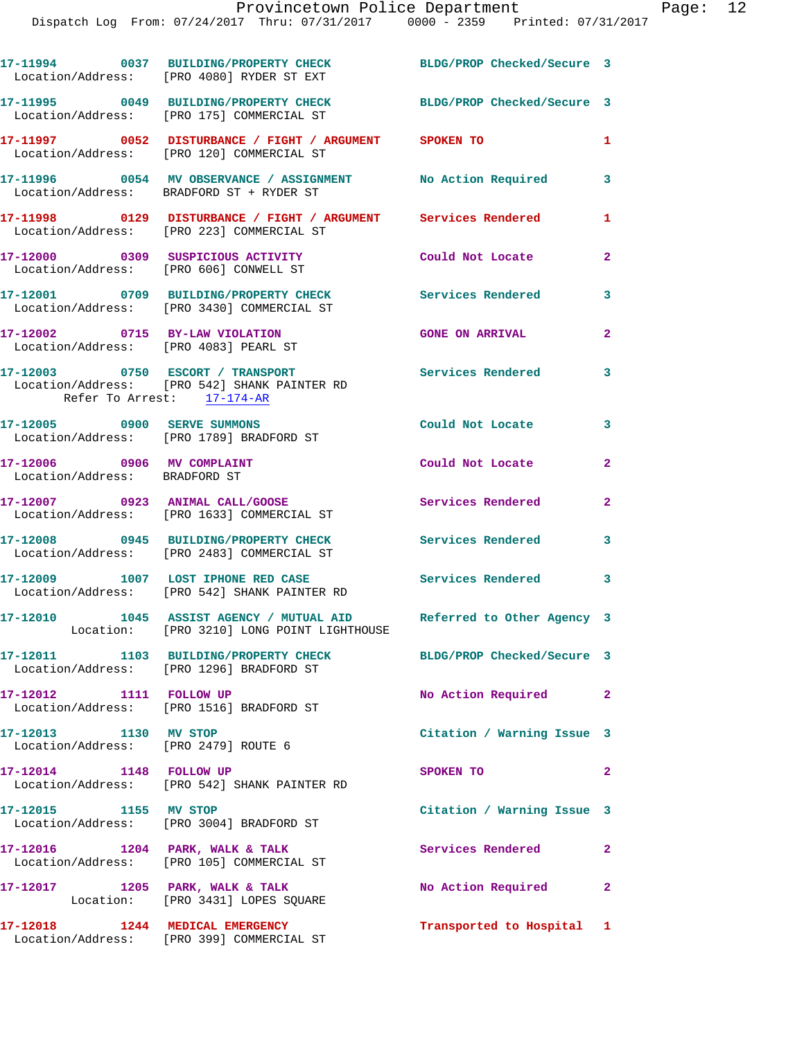17-11994 0037 BUILDING/PROPERTY CHECK BLDG/PROP Checked/Secure 3
Location/Address: [PRO 4080] RYDER ST EXT

17-11995 0049 BUILDING/PROPERTY CHECK BLDG/PROP Checked/Secure 3
Location/Address: [PRO 175] COMMERCIAL ST

17-11997 0052 DISTURBANCE / FIGHT / ARGUMENT SPOKEN TO 1
Location/Address: [PRO 120] COMMERCIAL ST

17-11996 0054 MV OBSERVANCE / ASSIGNMENT No Action Required 3
Location/Address: BRADFORD ST + RYDER ST

17-11998 0129 DISTURBANCE / FIGHT / ARGUMENT Services Rendered 1
Location/Address: [PRO 223] COMMERCIAL ST

17-12000 0309 SUSPICIOUS ACTIVITY Could Not Locate 2
Location/Address: [PRO 606] CONWELL ST

17-12001 0709 BUILDING/PROPERTY CHECK Services Rendered 3
Location/Address: [PRO 3430] COMMERCIAL ST

17-12002 0715 BY-LAW VIOLATION GONE ON ARRIVAL 2
Location/Address: [PRO 4083] PEARL ST

17-12003 0750 ESCORT / TRANSPORT Services Rendered 3
Location/Address: [PRO 542] SHANK PAINTER RD
Refer To Arrest: 17-174-AR

17-12005 0900 SERVE SUMMONS Could Not Locate 3
Location/Address: [PRO 1789] BRADFORD ST

17-12006 0906 MV COMPLAINT Could Not Locate 2
Location/Address: BRADFORD ST

17-12007 0923 ANIMAL CALL/GOOSE Services Rendered 2
Location/Address: [PRO 1633] COMMERCIAL ST

17-12008 0945 BUILDING/PROPERTY CHECK Services Rendered 3
Location/Address: [PRO 2483] COMMERCIAL ST

17-12009 1007 LOST IPHONE RED CASE Services Rendered 3
Location/Address: [PRO 542] SHANK PAINTER RD

17-12010 1045 ASSIST AGENCY / MUTUAL AID Referred to Other Agency 3
Location: [PRO 3210] LONG POINT LIGHTHOUSE

17-12011 1103 BUILDING/PROPERTY CHECK BLDG/PROP Checked/Secure 3
Location/Address: [PRO 1296] BRADFORD ST

17-12012 1111 FOLLOW UP No Action Required 2
Location/Address: [PRO 1516] BRADFORD ST

17-12013 1130 MV STOP Citation / Warning Issue 3
Location/Address: [PRO 2479] ROUTE 6

17-12014 1148 FOLLOW UP SPOKEN TO 2
Location/Address: [PRO 542] SHANK PAINTER RD

17-12015 1155 MV STOP Citation / Warning Issue 3
Location/Address: [PRO 3004] BRADFORD ST

17-12016 1204 PARK, WALK & TALK Services Rendered 2
Location/Address: [PRO 105] COMMERCIAL ST

17-12017 1205 PARK, WALK & TALK No Action Required 2
Location: [PRO 3431] LOPES SQUARE

17-12018 1244 MEDICAL EMERGENCY Transported to Hospital 1
Location/Address: [PRO 399] COMMERCIAL ST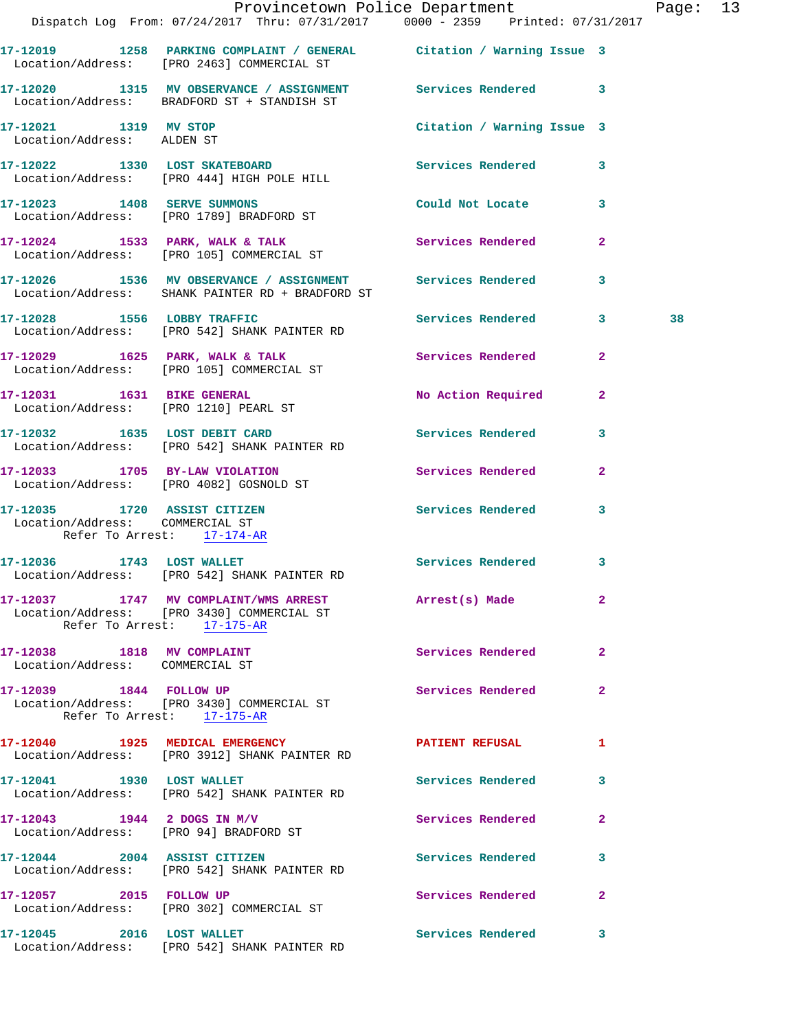17-12019 1258 PARKING COMPLAINT / GENERAL Citation / Warning Issue 3
Location/Address: [PRO 2463] COMMERCIAL ST

17-12020 1315 MV OBSERVANCE / ASSIGNMENT Services Rendered 3
Location/Address: BRADFORD ST + STANDISH ST

17-12021 1319 MV STOP Citation / Warning Issue 3
Location/Address: ALDEN ST

17-12022 1330 LOST SKATEBOARD Services Rendered 3
Location/Address: [PRO 444] HIGH POLE HILL

17-12023 1408 SERVE SUMMONS Could Not Locate 3
Location/Address: [PRO 1789] BRADFORD ST

17-12024 1533 PARK, WALK & TALK Services Rendered 2
Location/Address: [PRO 105] COMMERCIAL ST

17-12026 1536 MV OBSERVANCE / ASSIGNMENT Services Rendered 3
Location/Address: SHANK PAINTER RD + BRADFORD ST

17-12028 1556 LOBBY TRAFFIC Services Rendered 3 38
Location/Address: [PRO 542] SHANK PAINTER RD

17-12029 1625 PARK, WALK & TALK Services Rendered 2
Location/Address: [PRO 105] COMMERCIAL ST

17-12031 1631 BIKE GENERAL No Action Required 2
Location/Address: [PRO 1210] PEARL ST

17-12032 1635 LOST DEBIT CARD Services Rendered 3
Location/Address: [PRO 542] SHANK PAINTER RD

17-12033 1705 BY-LAW VIOLATION Services Rendered 2
Location/Address: [PRO 4082] GOSNOLD ST

17-12035 1720 ASSIST CITIZEN Services Rendered 3
Location/Address: COMMERCIAL ST
Refer To Arrest: 17-174-AR

17-12036 1743 LOST WALLET Services Rendered 3
Location/Address: [PRO 542] SHANK PAINTER RD

17-12037 1747 MV COMPLAINT/WMS ARREST Arrest(s) Made 2
Location/Address: [PRO 3430] COMMERCIAL ST
Refer To Arrest: 17-175-AR

17-12038 1818 MV COMPLAINT Services Rendered 2
Location/Address: COMMERCIAL ST

17-12039 1844 FOLLOW UP Services Rendered 2
Location/Address: [PRO 3430] COMMERCIAL ST
Refer To Arrest: 17-175-AR

17-12040 1925 MEDICAL EMERGENCY PATIENT REFUSAL 1
Location/Address: [PRO 3912] SHANK PAINTER RD

17-12041 1930 LOST WALLET Services Rendered 3
Location/Address: [PRO 542] SHANK PAINTER RD

17-12043 1944 2 DOGS IN M/V Services Rendered 2
Location/Address: [PRO 94] BRADFORD ST

17-12044 2004 ASSIST CITIZEN Services Rendered 3
Location/Address: [PRO 542] SHANK PAINTER RD

17-12057 2015 FOLLOW UP Services Rendered 2
Location/Address: [PRO 302] COMMERCIAL ST

17-12045 2016 LOST WALLET Services Rendered 3
Location/Address: [PRO 542] SHANK PAINTER RD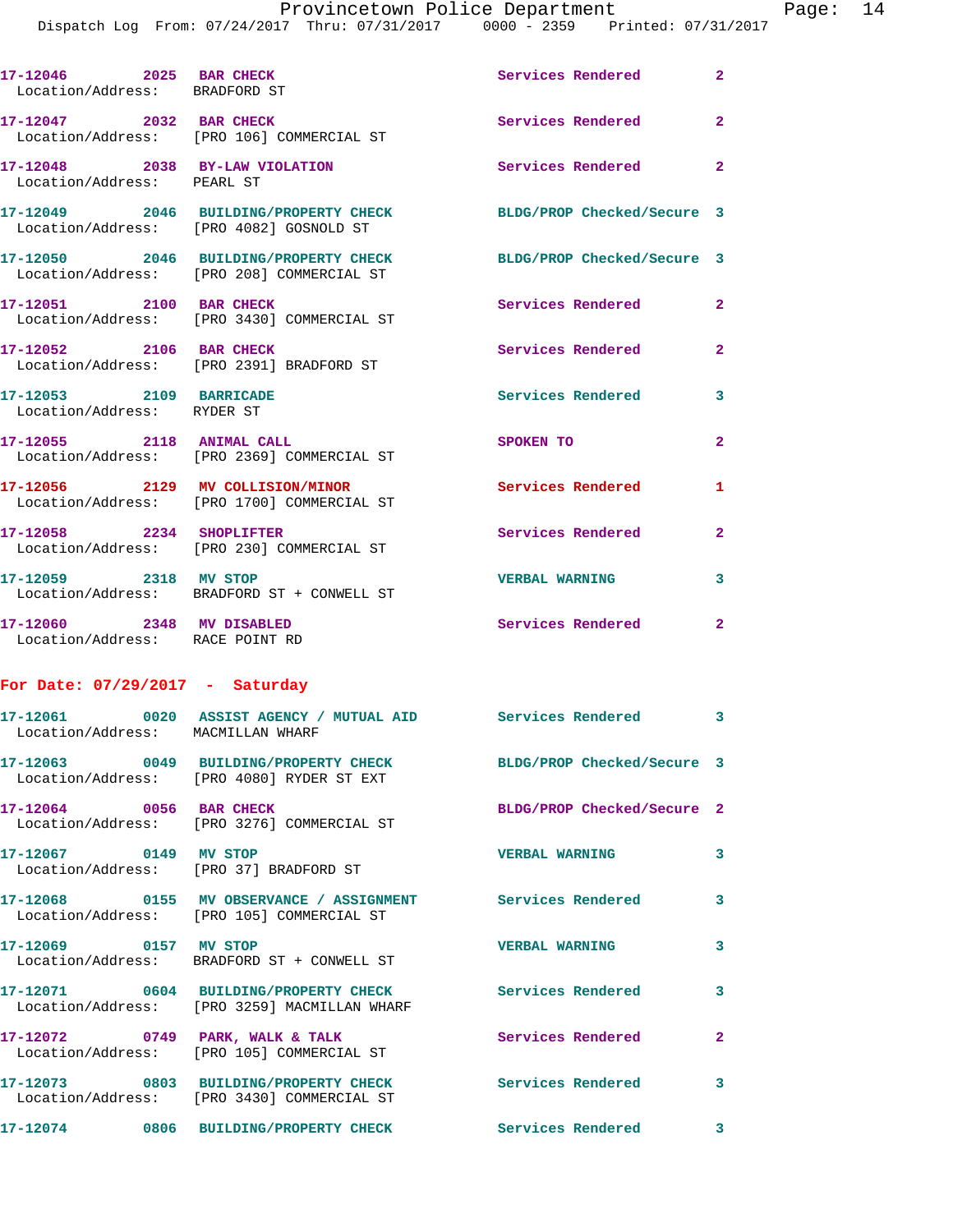17-12046 2025 BAR CHECK Services Rendered 2
Location/Address: BRADFORD ST

17-12047 2032 BAR CHECK Services Rendered 2
Location/Address: [PRO 106] COMMERCIAL ST

17-12048 2038 BY-LAW VIOLATION Services Rendered 2
Location/Address: PEARL ST

17-12049 2046 BUILDING/PROPERTY CHECK BLDG/PROP Checked/Secure 3
Location/Address: [PRO 4082] GOSNOLD ST

17-12050 2046 BUILDING/PROPERTY CHECK BLDG/PROP Checked/Secure 3
Location/Address: [PRO 208] COMMERCIAL ST

17-12051 2100 BAR CHECK Services Rendered 2
Location/Address: [PRO 3430] COMMERCIAL ST

17-12052 2106 BAR CHECK Services Rendered 2
Location/Address: [PRO 2391] BRADFORD ST

17-12053 2109 BARRICADE Services Rendered 3
Location/Address: RYDER ST

17-12055 2118 ANIMAL CALL SPOKEN TO 2
Location/Address: [PRO 2369] COMMERCIAL ST

17-12056 2129 MV COLLISION/MINOR Services Rendered 1
Location/Address: [PRO 1700] COMMERCIAL ST

17-12058 2234 SHOPLIFTER Services Rendered 2
Location/Address: [PRO 230] COMMERCIAL ST

17-12059 2318 MV STOP VERBAL WARNING 3
Location/Address: BRADFORD ST + CONWELL ST

17-12060 2348 MV DISABLED Services Rendered 2
Location/Address: RACE POINT RD

**For Date: 07/29/2017 - Saturday**

17-12061 0020 ASSIST AGENCY / MUTUAL AID Services Rendered 3
Location/Address: MACMILLAN WHARF

17-12063 0049 BUILDING/PROPERTY CHECK BLDG/PROP Checked/Secure 3
Location/Address: [PRO 4080] RYDER ST EXT

17-12064 0056 BAR CHECK BLDG/PROP Checked/Secure 2
Location/Address: [PRO 3276] COMMERCIAL ST

17-12067 0149 MV STOP VERBAL WARNING 3
Location/Address: [PRO 37] BRADFORD ST

17-12068 0155 MV OBSERVANCE / ASSIGNMENT Services Rendered 3
Location/Address: [PRO 105] COMMERCIAL ST

17-12069 0157 MV STOP VERBAL WARNING 3
Location/Address: BRADFORD ST + CONWELL ST

17-12071 0604 BUILDING/PROPERTY CHECK Services Rendered 3
Location/Address: [PRO 3259] MACMILLAN WHARF

17-12072 0749 PARK, WALK & TALK Services Rendered 2
Location/Address: [PRO 105] COMMERCIAL ST

17-12073 0803 BUILDING/PROPERTY CHECK Services Rendered 3
Location/Address: [PRO 3430] COMMERCIAL ST

17-12074 0806 BUILDING/PROPERTY CHECK Services Rendered 3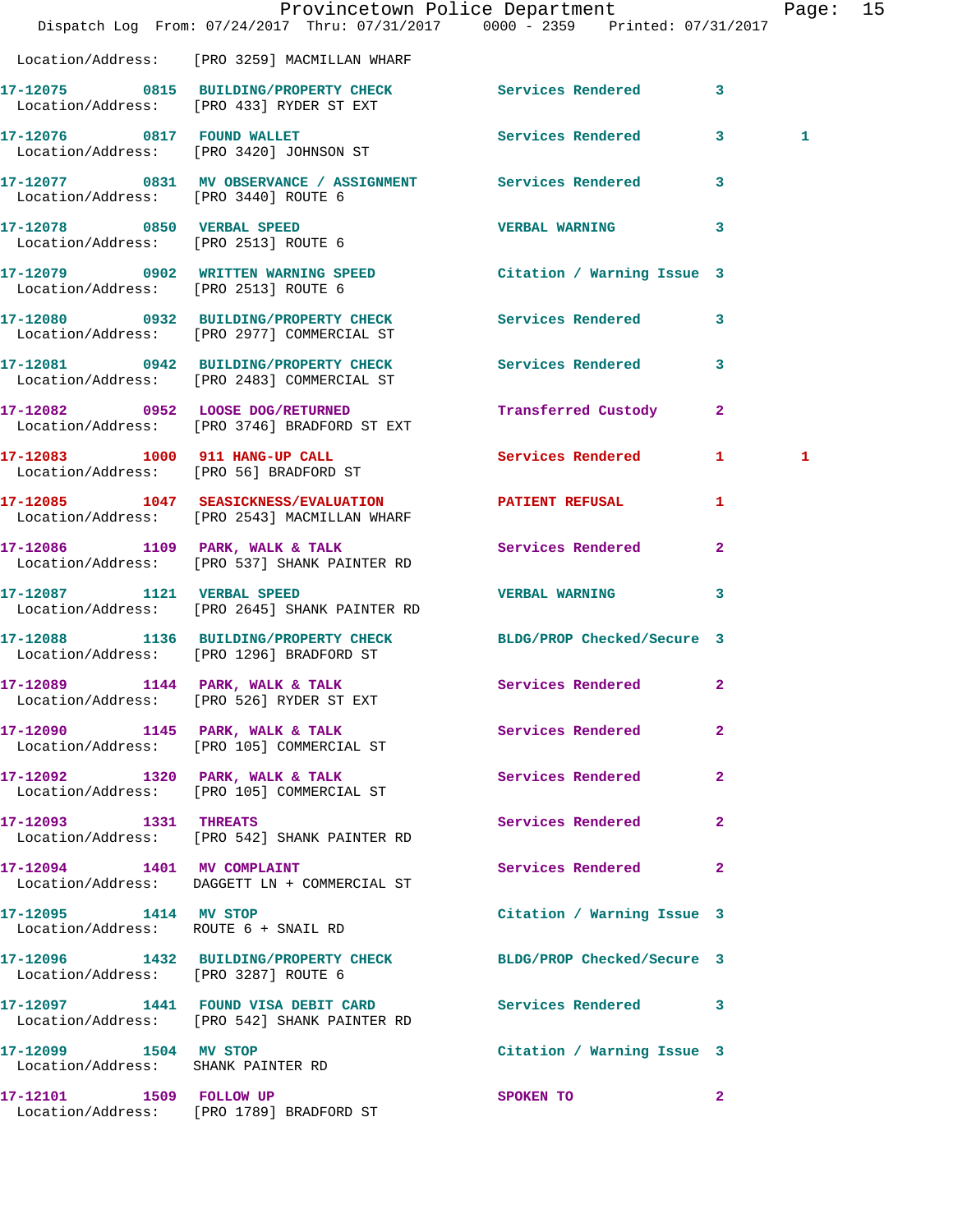Location/Address: [PRO 3259] MACMILLAN WHARF

| Call No. | Time | Call Reason | Action | Priority | |
|---|---|---|---|---|---|
| 17-12075 | 0815 | BUILDING/PROPERTY CHECK | Services Rendered | 3 | |
| | | Location/Address: [PRO 433] RYDER ST EXT | | | |
| 17-12076 | 0817 | FOUND WALLET | Services Rendered | 3 | 1 |
| | | Location/Address: [PRO 3420] JOHNSON ST | | | |
| 17-12077 | 0831 | MV OBSERVANCE / ASSIGNMENT | Services Rendered | 3 | |
| | | Location/Address: [PRO 3440] ROUTE 6 | | | |
| 17-12078 | 0850 | VERBAL SPEED | VERBAL WARNING | 3 | |
| | | Location/Address: [PRO 2513] ROUTE 6 | | | |
| 17-12079 | 0902 | WRITTEN WARNING SPEED | Citation / Warning Issue | 3 | |
| | | Location/Address: [PRO 2513] ROUTE 6 | | | |
| 17-12080 | 0932 | BUILDING/PROPERTY CHECK | Services Rendered | 3 | |
| | | Location/Address: [PRO 2977] COMMERCIAL ST | | | |
| 17-12081 | 0942 | BUILDING/PROPERTY CHECK | Services Rendered | 3 | |
| | | Location/Address: [PRO 2483] COMMERCIAL ST | | | |
| 17-12082 | 0952 | LOOSE DOG/RETURNED | Transferred Custody | 2 | |
| | | Location/Address: [PRO 3746] BRADFORD ST EXT | | | |
| 17-12083 | 1000 | 911 HANG-UP CALL | Services Rendered | 1 | 1 |
| | | Location/Address: [PRO 56] BRADFORD ST | | | |
| 17-12085 | 1047 | SEASICKNESS/EVALUATION | PATIENT REFUSAL | 1 | |
| | | Location/Address: [PRO 2543] MACMILLAN WHARF | | | |
| 17-12086 | 1109 | PARK, WALK & TALK | Services Rendered | 2 | |
| | | Location/Address: [PRO 537] SHANK PAINTER RD | | | |
| 17-12087 | 1121 | VERBAL SPEED | VERBAL WARNING | 3 | |
| | | Location/Address: [PRO 2645] SHANK PAINTER RD | | | |
| 17-12088 | 1136 | BUILDING/PROPERTY CHECK | BLDG/PROP Checked/Secure | 3 | |
| | | Location/Address: [PRO 1296] BRADFORD ST | | | |
| 17-12089 | 1144 | PARK, WALK & TALK | Services Rendered | 2 | |
| | | Location/Address: [PRO 526] RYDER ST EXT | | | |
| 17-12090 | 1145 | PARK, WALK & TALK | Services Rendered | 2 | |
| | | Location/Address: [PRO 105] COMMERCIAL ST | | | |
| 17-12092 | 1320 | PARK, WALK & TALK | Services Rendered | 2 | |
| | | Location/Address: [PRO 105] COMMERCIAL ST | | | |
| 17-12093 | 1331 | THREATS | Services Rendered | 2 | |
| | | Location/Address: [PRO 542] SHANK PAINTER RD | | | |
| 17-12094 | 1401 | MV COMPLAINT | Services Rendered | 2 | |
| | | Location/Address: DAGGETT LN + COMMERCIAL ST | | | |
| 17-12095 | 1414 | MV STOP | Citation / Warning Issue | 3 | |
| | | Location/Address: ROUTE 6 + SNAIL RD | | | |
| 17-12096 | 1432 | BUILDING/PROPERTY CHECK | BLDG/PROP Checked/Secure | 3 | |
| | | Location/Address: [PRO 3287] ROUTE 6 | | | |
| 17-12097 | 1441 | FOUND VISA DEBIT CARD | Services Rendered | 3 | |
| | | Location/Address: [PRO 542] SHANK PAINTER RD | | | |
| 17-12099 | 1504 | MV STOP | Citation / Warning Issue | 3 | |
| | | Location/Address: SHANK PAINTER RD | | | |
| 17-12101 | 1509 | FOLLOW UP | SPOKEN TO | 2 | |
| | | Location/Address: [PRO 1789] BRADFORD ST | | | |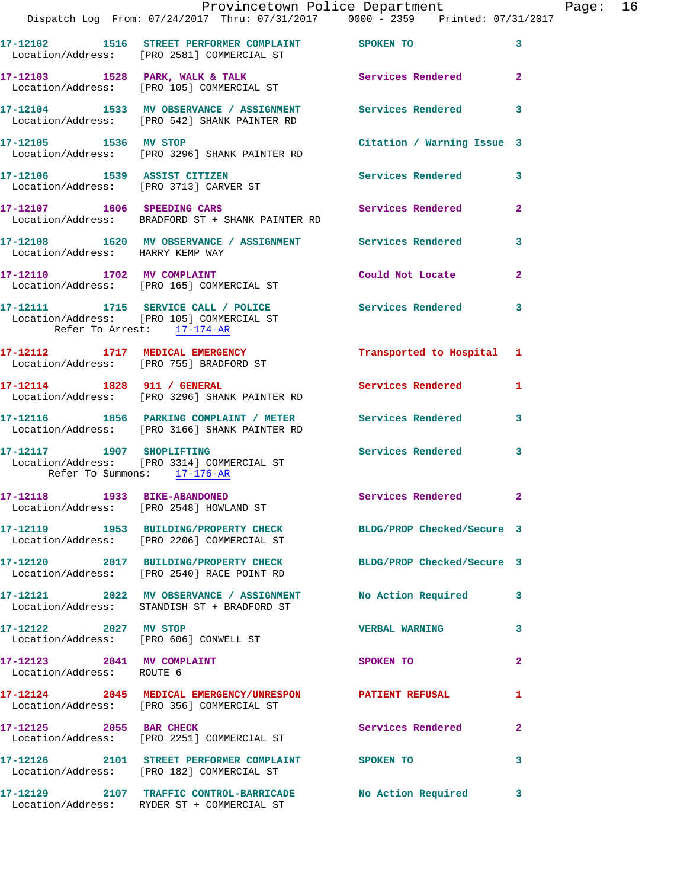Dispatch Log From: 07/24/2017 Thru: 07/31/2017 0000 - 2359 Printed: 07/31/2017

**17-12102** 1516 **STREET PERFORMER COMPLAINT** SPOKEN TO 3
Location/Address: [PRO 2581] COMMERCIAL ST

**17-12103** 1528 **PARK, WALK & TALK** Services Rendered 2
Location/Address: [PRO 105] COMMERCIAL ST

**17-12104** 1533 **MV OBSERVANCE / ASSIGNMENT** Services Rendered 3
Location/Address: [PRO 542] SHANK PAINTER RD

**17-12105** 1536 **MV STOP** Citation / Warning Issue 3
Location/Address: [PRO 3296] SHANK PAINTER RD

**17-12106** 1539 **ASSIST CITIZEN** Services Rendered 3
Location/Address: [PRO 3713] CARVER ST

**17-12107** 1606 **SPEEDING CARS** Services Rendered 2
Location/Address: BRADFORD ST + SHANK PAINTER RD

**17-12108** 1620 **MV OBSERVANCE / ASSIGNMENT** Services Rendered 3
Location/Address: HARRY KEMP WAY

**17-12110** 1702 **MV COMPLAINT** Could Not Locate 2
Location/Address: [PRO 165] COMMERCIAL ST

**17-12111** 1715 **SERVICE CALL / POLICE** Services Rendered 3
Location/Address: [PRO 105] COMMERCIAL ST
Refer To Arrest: 17-174-AR

**17-12112** 1717 **MEDICAL EMERGENCY** Transported to Hospital 1
Location/Address: [PRO 755] BRADFORD ST

**17-12114** 1828 **911 / GENERAL** Services Rendered 1
Location/Address: [PRO 3296] SHANK PAINTER RD

**17-12116** 1856 **PARKING COMPLAINT / METER** Services Rendered 3
Location/Address: [PRO 3166] SHANK PAINTER RD

**17-12117** 1907 **SHOPLIFTING** Services Rendered 3
Location/Address: [PRO 3314] COMMERCIAL ST
Refer To Summons: 17-176-AR

**17-12118** 1933 **BIKE-ABANDONED** Services Rendered 2
Location/Address: [PRO 2548] HOWLAND ST

**17-12119** 1953 **BUILDING/PROPERTY CHECK** BLDG/PROP Checked/Secure 3
Location/Address: [PRO 2206] COMMERCIAL ST

**17-12120** 2017 **BUILDING/PROPERTY CHECK** BLDG/PROP Checked/Secure 3
Location/Address: [PRO 2540] RACE POINT RD

**17-12121** 2022 **MV OBSERVANCE / ASSIGNMENT** No Action Required 3
Location/Address: STANDISH ST + BRADFORD ST

**17-12122** 2027 **MV STOP** VERBAL WARNING 3
Location/Address: [PRO 606] CONWELL ST

**17-12123** 2041 **MV COMPLAINT** SPOKEN TO 2
Location/Address: ROUTE 6

**17-12124** 2045 **MEDICAL EMERGENCY/UNRESPON** PATIENT REFUSAL 1
Location/Address: [PRO 356] COMMERCIAL ST

**17-12125** 2055 **BAR CHECK** Services Rendered 2
Location/Address: [PRO 2251] COMMERCIAL ST

**17-12126** 2101 **STREET PERFORMER COMPLAINT** SPOKEN TO 3
Location/Address: [PRO 182] COMMERCIAL ST

**17-12129** 2107 **TRAFFIC CONTROL-BARRICADE** No Action Required 3
Location/Address: RYDER ST + COMMERCIAL ST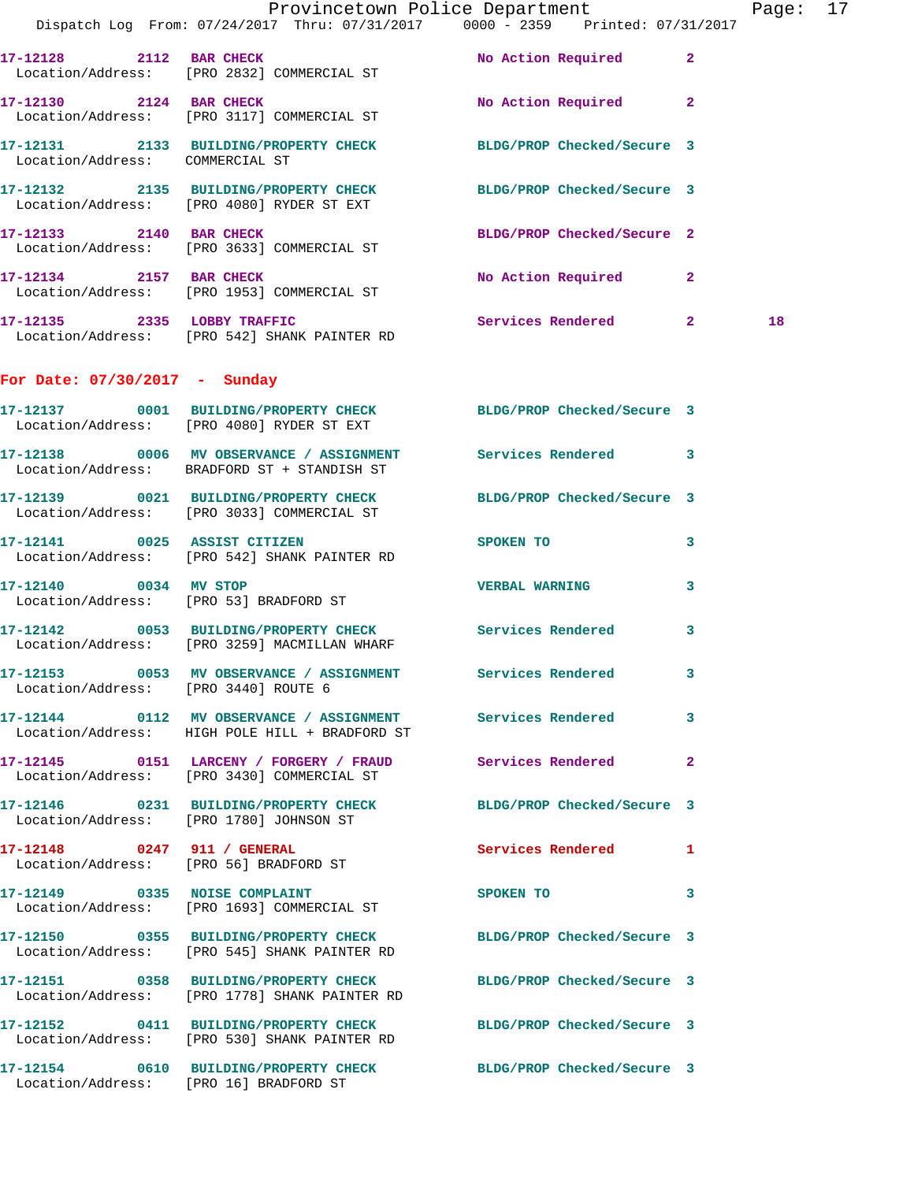17-12128 2112 BAR CHECK No Action Required 2
Location/Address: [PRO 2832] COMMERCIAL ST

17-12130 2124 BAR CHECK No Action Required 2
Location/Address: [PRO 3117] COMMERCIAL ST

17-12131 2133 BUILDING/PROPERTY CHECK BLDG/PROP Checked/Secure 3
Location/Address: COMMERCIAL ST

17-12132 2135 BUILDING/PROPERTY CHECK BLDG/PROP Checked/Secure 3
Location/Address: [PRO 4080] RYDER ST EXT

17-12133 2140 BAR CHECK BLDG/PROP Checked/Secure 2
Location/Address: [PRO 3633] COMMERCIAL ST

17-12134 2157 BAR CHECK No Action Required 2
Location/Address: [PRO 1953] COMMERCIAL ST

17-12135 2335 LOBBY TRAFFIC Services Rendered 2 18
Location/Address: [PRO 542] SHANK PAINTER RD

## For Date: 07/30/2017 - Sunday

17-12137 0001 BUILDING/PROPERTY CHECK BLDG/PROP Checked/Secure 3
Location/Address: [PRO 4080] RYDER ST EXT

17-12138 0006 MV OBSERVANCE / ASSIGNMENT Services Rendered 3
Location/Address: BRADFORD ST + STANDISH ST

17-12139 0021 BUILDING/PROPERTY CHECK BLDG/PROP Checked/Secure 3
Location/Address: [PRO 3033] COMMERCIAL ST

17-12141 0025 ASSIST CITIZEN SPOKEN TO 3
Location/Address: [PRO 542] SHANK PAINTER RD

17-12140 0034 MV STOP VERBAL WARNING 3
Location/Address: [PRO 53] BRADFORD ST

17-12142 0053 BUILDING/PROPERTY CHECK Services Rendered 3
Location/Address: [PRO 3259] MACMILLAN WHARF

17-12153 0053 MV OBSERVANCE / ASSIGNMENT Services Rendered 3
Location/Address: [PRO 3440] ROUTE 6

17-12144 0112 MV OBSERVANCE / ASSIGNMENT Services Rendered 3
Location/Address: HIGH POLE HILL + BRADFORD ST

17-12145 0151 LARCENY / FORGERY / FRAUD Services Rendered 2
Location/Address: [PRO 3430] COMMERCIAL ST

17-12146 0231 BUILDING/PROPERTY CHECK BLDG/PROP Checked/Secure 3
Location/Address: [PRO 1780] JOHNSON ST

17-12148 0247 911 / GENERAL Services Rendered 1
Location/Address: [PRO 56] BRADFORD ST

17-12149 0335 NOISE COMPLAINT SPOKEN TO 3
Location/Address: [PRO 1693] COMMERCIAL ST

17-12150 0355 BUILDING/PROPERTY CHECK BLDG/PROP Checked/Secure 3
Location/Address: [PRO 545] SHANK PAINTER RD

17-12151 0358 BUILDING/PROPERTY CHECK BLDG/PROP Checked/Secure 3
Location/Address: [PRO 1778] SHANK PAINTER RD

17-12152 0411 BUILDING/PROPERTY CHECK BLDG/PROP Checked/Secure 3
Location/Address: [PRO 530] SHANK PAINTER RD

17-12154 0610 BUILDING/PROPERTY CHECK BLDG/PROP Checked/Secure 3
Location/Address: [PRO 16] BRADFORD ST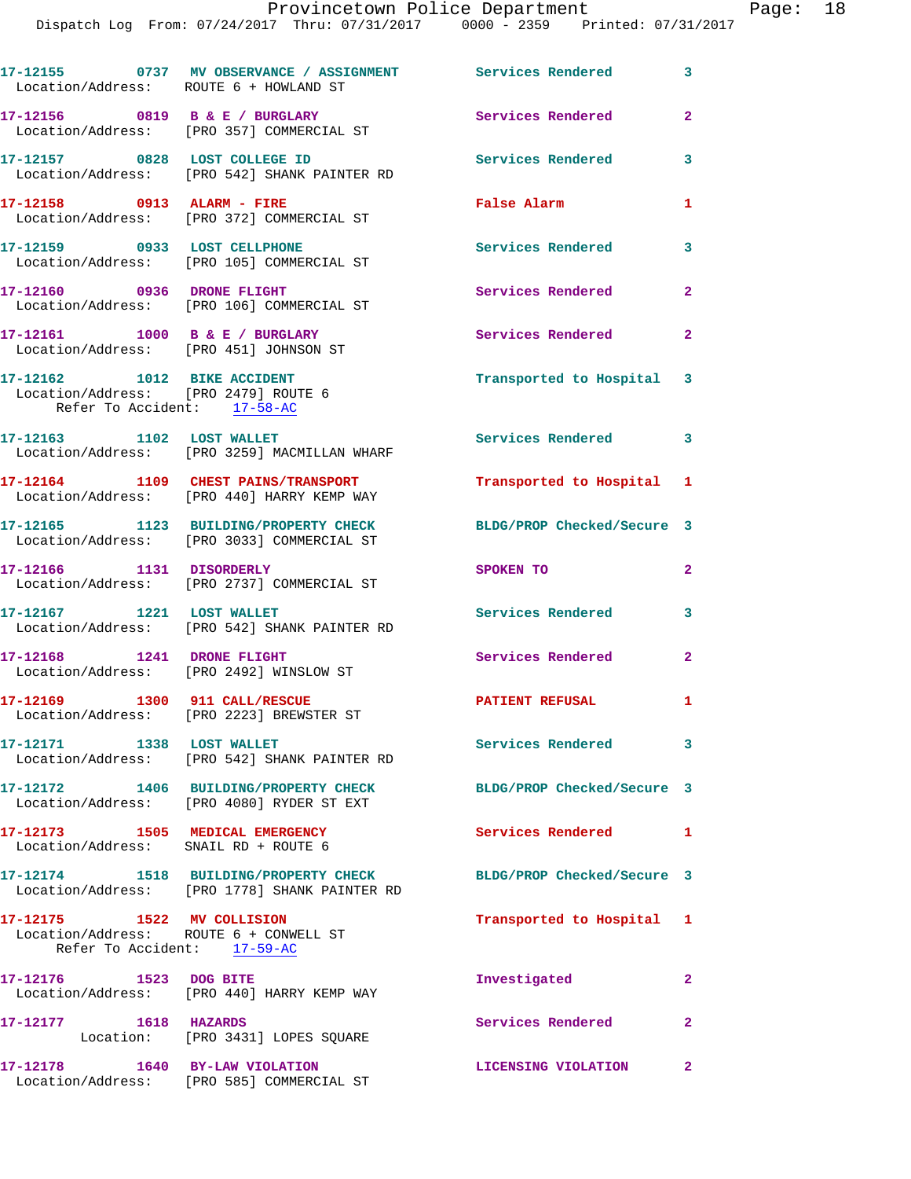17-12155 0737 MV OBSERVANCE / ASSIGNMENT Services Rendered 3
Location/Address: ROUTE 6 + HOWLAND ST

17-12156 0819 B & E / BURGLARY Services Rendered 2
Location/Address: [PRO 357] COMMERCIAL ST

17-12157 0828 LOST COLLEGE ID Services Rendered 3
Location/Address: [PRO 542] SHANK PAINTER RD

17-12158 0913 ALARM - FIRE False Alarm 1
Location/Address: [PRO 372] COMMERCIAL ST

17-12159 0933 LOST CELLPHONE Services Rendered 3
Location/Address: [PRO 105] COMMERCIAL ST

17-12160 0936 DRONE FLIGHT Services Rendered 2
Location/Address: [PRO 106] COMMERCIAL ST

17-12161 1000 B & E / BURGLARY Services Rendered 2
Location/Address: [PRO 451] JOHNSON ST

17-12162 1012 BIKE ACCIDENT Transported to Hospital 3
Location/Address: [PRO 2479] ROUTE 6
Refer To Accident: 17-58-AC

17-12163 1102 LOST WALLET Services Rendered 3
Location/Address: [PRO 3259] MACMILLAN WHARF

17-12164 1109 CHEST PAINS/TRANSPORT Transported to Hospital 1
Location/Address: [PRO 440] HARRY KEMP WAY

17-12165 1123 BUILDING/PROPERTY CHECK BLDG/PROP Checked/Secure 3
Location/Address: [PRO 3033] COMMERCIAL ST

17-12166 1131 DISORDERLY SPOKEN TO 2
Location/Address: [PRO 2737] COMMERCIAL ST

17-12167 1221 LOST WALLET Services Rendered 3
Location/Address: [PRO 542] SHANK PAINTER RD

17-12168 1241 DRONE FLIGHT Services Rendered 2
Location/Address: [PRO 2492] WINSLOW ST

17-12169 1300 911 CALL/RESCUE PATIENT REFUSAL 1
Location/Address: [PRO 2223] BREWSTER ST

17-12171 1338 LOST WALLET Services Rendered 3
Location/Address: [PRO 542] SHANK PAINTER RD

17-12172 1406 BUILDING/PROPERTY CHECK BLDG/PROP Checked/Secure 3
Location/Address: [PRO 4080] RYDER ST EXT

17-12173 1505 MEDICAL EMERGENCY Services Rendered 1
Location/Address: SNAIL RD + ROUTE 6

17-12174 1518 BUILDING/PROPERTY CHECK BLDG/PROP Checked/Secure 3
Location/Address: [PRO 1778] SHANK PAINTER RD

17-12175 1522 MV COLLISION Transported to Hospital 1
Location/Address: ROUTE 6 + CONWELL ST
Refer To Accident: 17-59-AC

17-12176 1523 DOG BITE Investigated 2
Location/Address: [PRO 440] HARRY KEMP WAY

17-12177 1618 HAZARDS Services Rendered 2
Location: [PRO 3431] LOPES SQUARE

17-12178 1640 BY-LAW VIOLATION LICENSING VIOLATION 2
Location/Address: [PRO 585] COMMERCIAL ST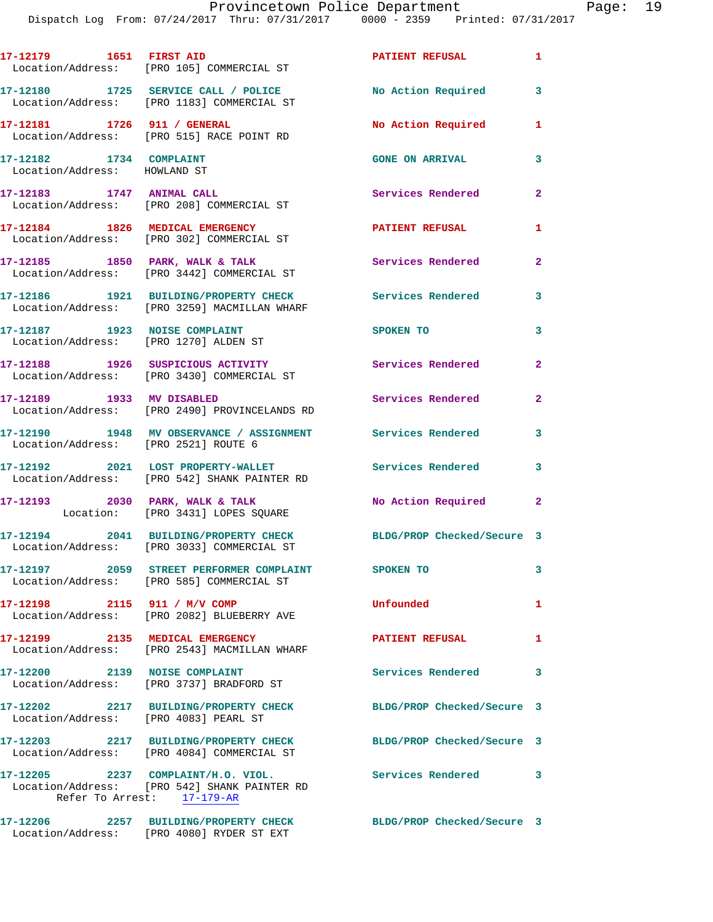17-12179 1651 FIRST AID PATIENT REFUSAL 1
Location/Address: [PRO 105] COMMERCIAL ST

17-12180 1725 SERVICE CALL / POLICE No Action Required 3
Location/Address: [PRO 1183] COMMERCIAL ST

17-12181 1726 911 / GENERAL No Action Required 1
Location/Address: [PRO 515] RACE POINT RD

17-12182 1734 COMPLAINT GONE ON ARRIVAL 3
Location/Address: HOWLAND ST

17-12183 1747 ANIMAL CALL Services Rendered 2
Location/Address: [PRO 208] COMMERCIAL ST

17-12184 1826 MEDICAL EMERGENCY PATIENT REFUSAL 1
Location/Address: [PRO 302] COMMERCIAL ST

17-12185 1850 PARK, WALK & TALK Services Rendered 2
Location/Address: [PRO 3442] COMMERCIAL ST

17-12186 1921 BUILDING/PROPERTY CHECK Services Rendered 3
Location/Address: [PRO 3259] MACMILLAN WHARF

17-12187 1923 NOISE COMPLAINT SPOKEN TO 3
Location/Address: [PRO 1270] ALDEN ST

17-12188 1926 SUSPICIOUS ACTIVITY Services Rendered 2
Location/Address: [PRO 3430] COMMERCIAL ST

17-12189 1933 MV DISABLED Services Rendered 2
Location/Address: [PRO 2490] PROVINCELANDS RD

17-12190 1948 MV OBSERVANCE / ASSIGNMENT Services Rendered 3
Location/Address: [PRO 2521] ROUTE 6

17-12192 2021 LOST PROPERTY-WALLET Services Rendered 3
Location/Address: [PRO 542] SHANK PAINTER RD

17-12193 2030 PARK, WALK & TALK No Action Required 2
Location: [PRO 3431] LOPES SQUARE

17-12194 2041 BUILDING/PROPERTY CHECK BLDG/PROP Checked/Secure 3
Location/Address: [PRO 3033] COMMERCIAL ST

17-12197 2059 STREET PERFORMER COMPLAINT SPOKEN TO 3
Location/Address: [PRO 585] COMMERCIAL ST

17-12198 2115 911 / M/V COMP Unfounded 1
Location/Address: [PRO 2082] BLUEBERRY AVE

17-12199 2135 MEDICAL EMERGENCY PATIENT REFUSAL 1
Location/Address: [PRO 2543] MACMILLAN WHARF

17-12200 2139 NOISE COMPLAINT Services Rendered 3
Location/Address: [PRO 3737] BRADFORD ST

17-12202 2217 BUILDING/PROPERTY CHECK BLDG/PROP Checked/Secure 3
Location/Address: [PRO 4083] PEARL ST

17-12203 2217 BUILDING/PROPERTY CHECK BLDG/PROP Checked/Secure 3
Location/Address: [PRO 4084] COMMERCIAL ST

17-12205 2237 COMPLAINT/H.O. VIOL. Services Rendered 3
Location/Address: [PRO 542] SHANK PAINTER RD
Refer To Arrest: 17-179-AR

17-12206 2257 BUILDING/PROPERTY CHECK BLDG/PROP Checked/Secure 3
Location/Address: [PRO 4080] RYDER ST EXT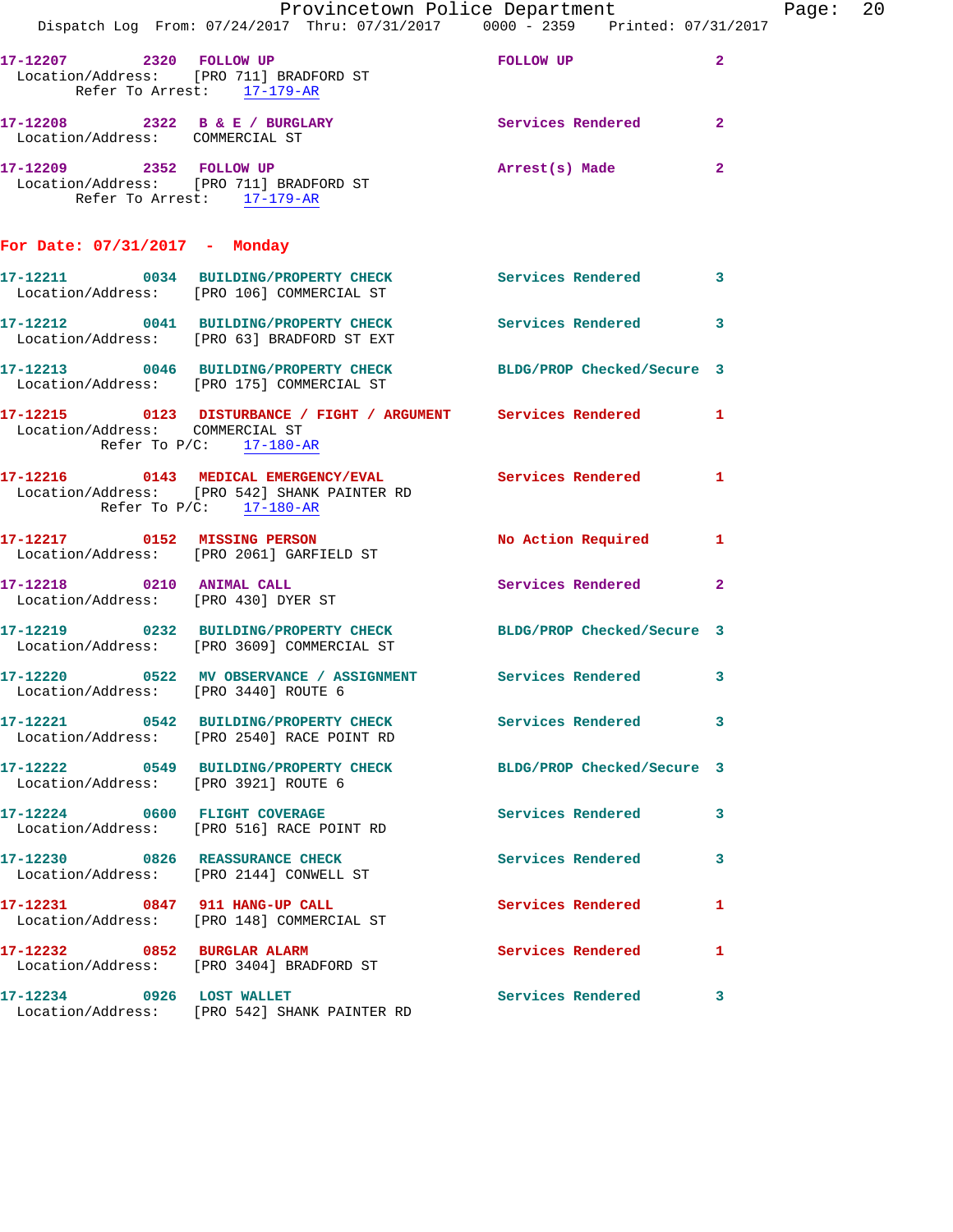17-12207 2320 FOLLOW UP FOLLOW UP 2
Location/Address: [PRO 711] BRADFORD ST
Refer To Arrest: 17-179-AR

17-12208 2322 B & E / BURGLARY Services Rendered 2
Location/Address: COMMERCIAL ST

17-12209 2352 FOLLOW UP Arrest(s) Made 2
Location/Address: [PRO 711] BRADFORD ST
Refer To Arrest: 17-179-AR

## For Date: 07/31/2017 - Monday

17-12211 0034 BUILDING/PROPERTY CHECK Services Rendered 3
Location/Address: [PRO 106] COMMERCIAL ST

17-12212 0041 BUILDING/PROPERTY CHECK Services Rendered 3
Location/Address: [PRO 63] BRADFORD ST EXT

17-12213 0046 BUILDING/PROPERTY CHECK BLDG/PROP Checked/Secure 3
Location/Address: [PRO 175] COMMERCIAL ST

17-12215 0123 DISTURBANCE / FIGHT / ARGUMENT Services Rendered 1
Location/Address: COMMERCIAL ST
Refer To P/C: 17-180-AR

17-12216 0143 MEDICAL EMERGENCY/EVAL Services Rendered 1
Location/Address: [PRO 542] SHANK PAINTER RD
Refer To P/C: 17-180-AR

17-12217 0152 MISSING PERSON No Action Required 1
Location/Address: [PRO 2061] GARFIELD ST

17-12218 0210 ANIMAL CALL Services Rendered 2
Location/Address: [PRO 430] DYER ST

17-12219 0232 BUILDING/PROPERTY CHECK BLDG/PROP Checked/Secure 3
Location/Address: [PRO 3609] COMMERCIAL ST

17-12220 0522 MV OBSERVANCE / ASSIGNMENT Services Rendered 3
Location/Address: [PRO 3440] ROUTE 6

17-12221 0542 BUILDING/PROPERTY CHECK Services Rendered 3
Location/Address: [PRO 2540] RACE POINT RD

17-12222 0549 BUILDING/PROPERTY CHECK BLDG/PROP Checked/Secure 3
Location/Address: [PRO 3921] ROUTE 6

17-12224 0600 FLIGHT COVERAGE Services Rendered 3
Location/Address: [PRO 516] RACE POINT RD

17-12230 0826 REASSURANCE CHECK Services Rendered 3
Location/Address: [PRO 2144] CONWELL ST

17-12231 0847 911 HANG-UP CALL Services Rendered 1
Location/Address: [PRO 148] COMMERCIAL ST

17-12232 0852 BURGLAR ALARM Services Rendered 1
Location/Address: [PRO 3404] BRADFORD ST

17-12234 0926 LOST WALLET Services Rendered 3
Location/Address: [PRO 542] SHANK PAINTER RD